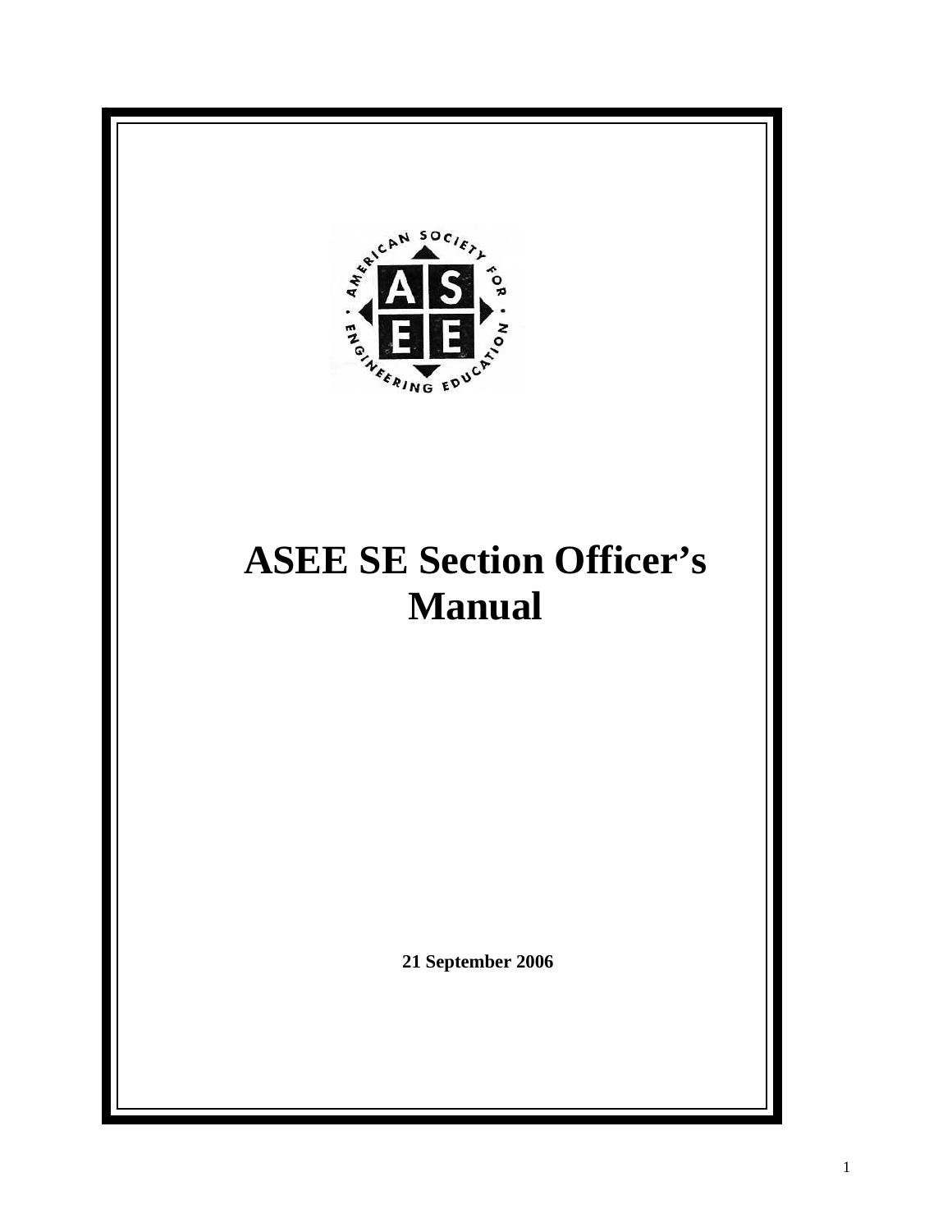# ASEE SE Section Officer's Manual

**21 September 2006**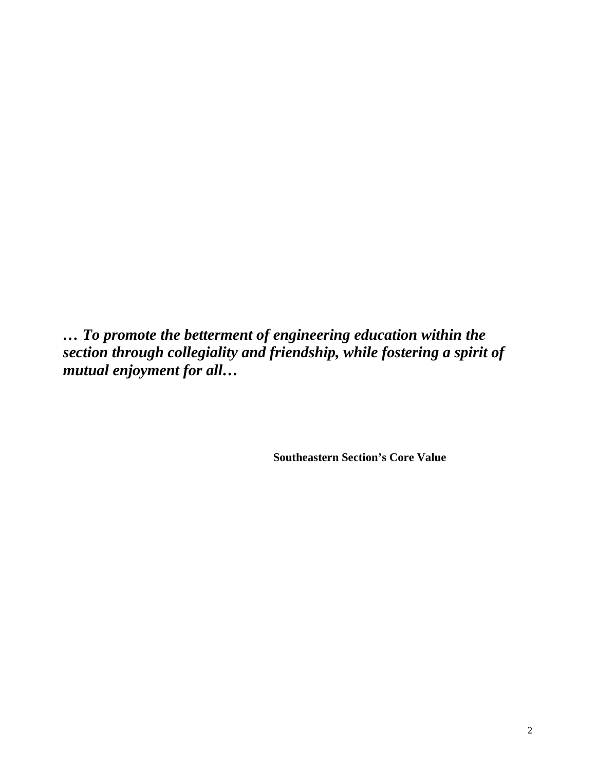***… To promote the betterment of engineering education within the section through collegiality and friendship, while fostering a spirit of mutual enjoyment for all…***

**Southeastern Section's Core Value**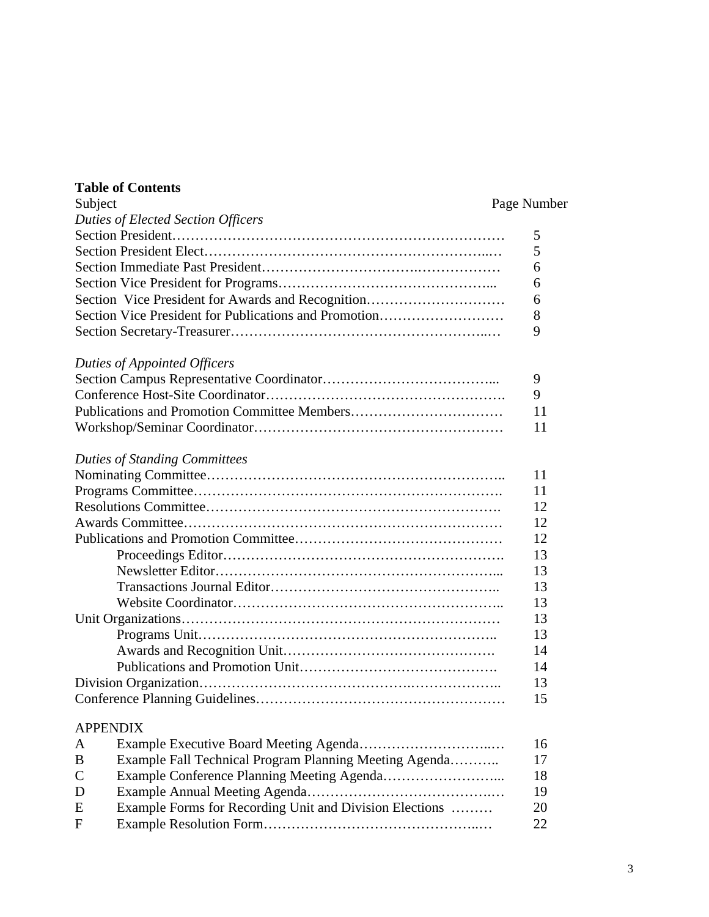**Table of Contents**

| Subject | Page Number |
|---|---|
| *Duties of Elected Section Officers* | |
| Section President | 5 |
| Section President Elect | 5 |
| Section Immediate Past President | 6 |
| Section Vice President for Programs | 6 |
| Section Vice President for Awards and Recognition | 6 |
| Section Vice President for Publications and Promotion | 8 |
| Section Secretary-Treasurer | 9 |
| *Duties of Appointed Officers* | |
| Section Campus Representative Coordinator | 9 |
| Conference Host-Site Coordinator | 9 |
| Publications and Promotion Committee Members | 11 |
| Workshop/Seminar Coordinator | 11 |
| *Duties of Standing Committees* | |
| Nominating Committee | 11 |
| Programs Committee | 11 |
| Resolutions Committee | 12 |
| Awards Committee | 12 |
| Publications and Promotion Committee | 12 |
| Proceedings Editor | 13 |
| Newsletter Editor | 13 |
| Transactions Journal Editor | 13 |
| Website Coordinator | 13 |
| Unit Organizations | 13 |
| Programs Unit | 13 |
| Awards and Recognition Unit | 14 |
| Publications and Promotion Unit | 14 |
| Division Organization | 13 |
| Conference Planning Guidelines | 15 |

APPENDIX

| | | |
|---|---|---|
| A | Example Executive Board Meeting Agenda | 16 |
| B | Example Fall Technical Program Planning Meeting Agenda | 17 |
| C | Example Conference Planning Meeting Agenda | 18 |
| D | Example Annual Meeting Agenda | 19 |
| E | Example Forms for Recording Unit and Division Elections | 20 |
| F | Example Resolution Form | 22 |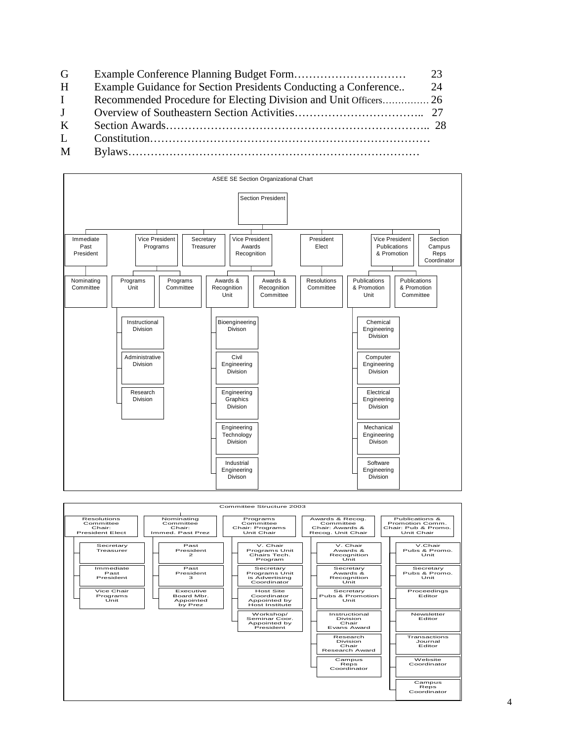| | | |
|---|---|---|
| G | Example Conference Planning Budget Form………………………… | 23 |
| H | Example Guidance for Section Presidents Conducting a Conference.. | 24 |
| I | Recommended Procedure for Electing Division and Unit Officers…………. | 26 |
| J | Overview of Southeastern Section Activities…………………………….. | 27 |
| K | Section Awards…………………………………………………………….. | 28 |
| L | Constitution……………………………………………………………… | |
| M | Bylaws…………………………………………………………………… | |

**ASEE SE Section Organizational Chart**

- Section President
  - Immediate Past President
    - Nominating Committee
  - Vice President Programs
    - Programs Unit
      - Instructional Division
      - Administrative Division
      - Research Division
    - Programs Committee
  - Secretary Treasurer
  - Vice President Awards Recognition
    - Awards & Recognition Unit
      - Bioengineering Divison
      - Civil Engineering Division
      - Engineering Graphics Division
      - Engineering Technology Division
      - Industrial Engineering Divison
    - Awards & Recognition Committee
  - President Elect
    - Resolutions Committee
  - Vice President Publications & Promotion
    - Publications & Promotion Unit
      - Chemical Engineering Division
      - Computer Engineering Division
      - Electrical Engineering Division
      - Mechanical Engineering Divison
      - Software Engineering Division
    - Publications & Promotion Committee
  - Section Campus Reps Coordinator

**Committee Structure 2003**

- Resolutions Committee Chair: President Elect
  - Secretary Treasurer
  - Immediate Past President
  - Vice Chair Programs Unit
- Nominating Committee Chair: Immed. Past Prez
  - Past President 2
  - Past President 3
  - Executive Board Mbr. Appointed by Prez
- Programs Committee Chair: Programs Unit Chair
  - V. Chair Programs Unit Chairs Tech. Program
  - Secretary Programs Unit is Advertising Coordinator
  - Host Site Coordinator Appointed by Host Institute
  - Workshop/ Seminar Coor. Appointed by President
- Awards & Recog. Committee Chair: Awards & Recog. Unit Chair
  - V. Chair Awards & Recognition Unit
  - Secretary Awards & Recognition Unit
  - Secretary Pubs & Promotion Unit
  - Instructional Division Chair Evans Award
  - Research Division Chair Research Award
  - Campus Reps Coordinator
- Publications & Promotion Comm. Chair: Pub & Promo. Unit Chair
  - V.Chair Pubs & Promo. Unit
  - Secretary Pubs & Promo. Unit
  - Proceedings Editor
  - Newsletter Editor
  - Transactions Journal Editor
  - Website Coordinator
  - Campus Reps Coordinator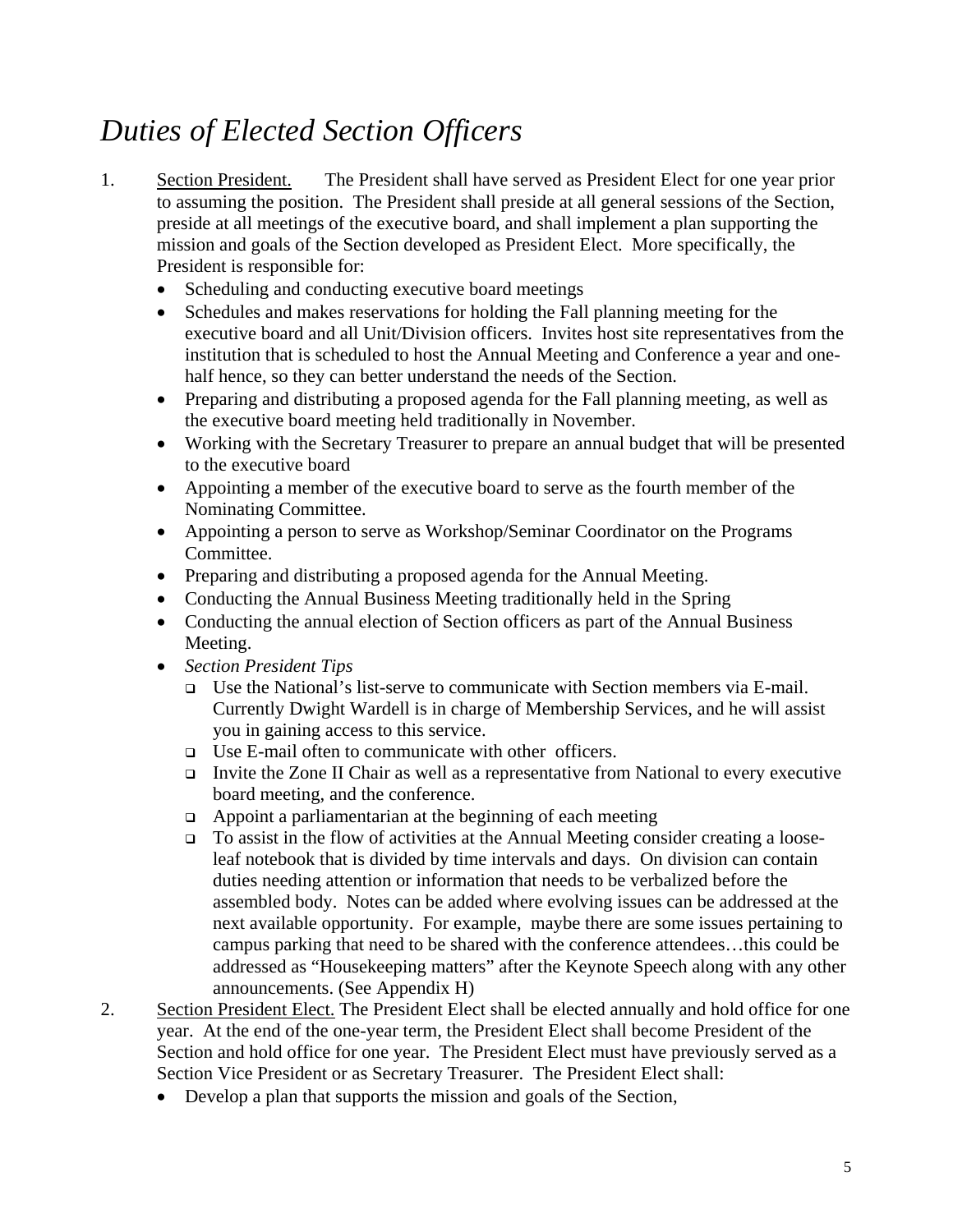# *Duties of Elected Section Officers*

1. <u>Section President.</u> The President shall have served as President Elect for one year prior to assuming the position. The President shall preside at all general sessions of the Section, preside at all meetings of the executive board, and shall implement a plan supporting the mission and goals of the Section developed as President Elect. More specifically, the President is responsible for:
   - Scheduling and conducting executive board meetings
   - Schedules and makes reservations for holding the Fall planning meeting for the executive board and all Unit/Division officers. Invites host site representatives from the institution that is scheduled to host the Annual Meeting and Conference a year and one-half hence, so they can better understand the needs of the Section.
   - Preparing and distributing a proposed agenda for the Fall planning meeting, as well as the executive board meeting held traditionally in November.
   - Working with the Secretary Treasurer to prepare an annual budget that will be presented to the executive board
   - Appointing a member of the executive board to serve as the fourth member of the Nominating Committee.
   - Appointing a person to serve as Workshop/Seminar Coordinator on the Programs Committee.
   - Preparing and distributing a proposed agenda for the Annual Meeting.
   - Conducting the Annual Business Meeting traditionally held in the Spring
   - Conducting the annual election of Section officers as part of the Annual Business Meeting.
   - *Section President Tips*
     - Use the National's list-serve to communicate with Section members via E-mail. Currently Dwight Wardell is in charge of Membership Services, and he will assist you in gaining access to this service.
     - Use E-mail often to communicate with other officers.
     - Invite the Zone II Chair as well as a representative from National to every executive board meeting, and the conference.
     - Appoint a parliamentarian at the beginning of each meeting
     - To assist in the flow of activities at the Annual Meeting consider creating a loose-leaf notebook that is divided by time intervals and days. On division can contain duties needing attention or information that needs to be verbalized before the assembled body. Notes can be added where evolving issues can be addressed at the next available opportunity. For example, maybe there are some issues pertaining to campus parking that need to be shared with the conference attendees…this could be addressed as "Housekeeping matters" after the Keynote Speech along with any other announcements. (See Appendix H)
2. <u>Section President Elect.</u> The President Elect shall be elected annually and hold office for one year. At the end of the one-year term, the President Elect shall become President of the Section and hold office for one year. The President Elect must have previously served as a Section Vice President or as Secretary Treasurer. The President Elect shall:
   - Develop a plan that supports the mission and goals of the Section,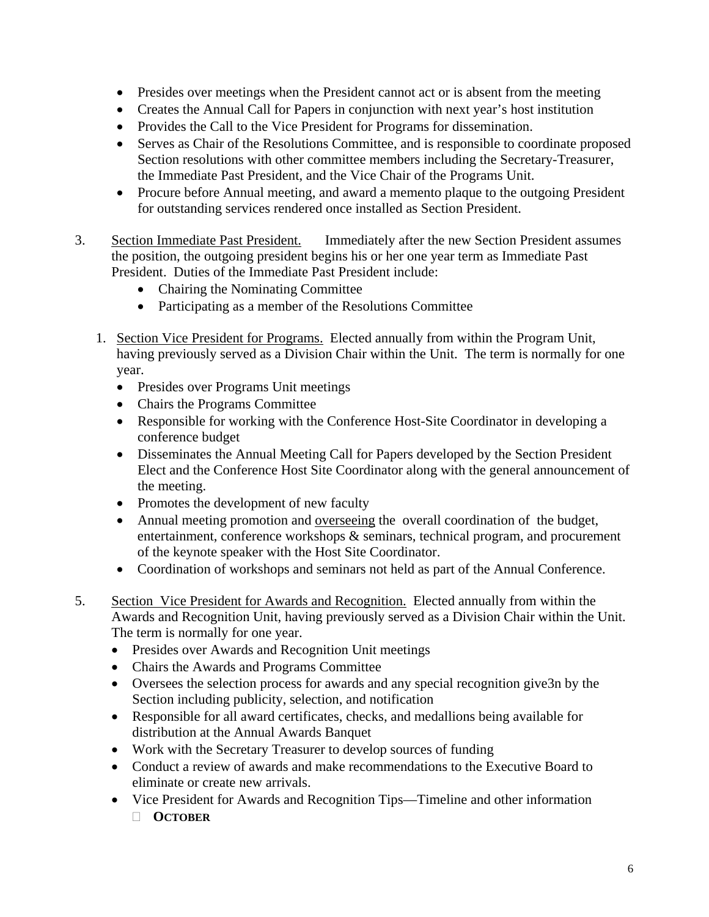- Presides over meetings when the President cannot act or is absent from the meeting
- Creates the Annual Call for Papers in conjunction with next year's host institution
- Provides the Call to the Vice President for Programs for dissemination.
- Serves as Chair of the Resolutions Committee, and is responsible to coordinate proposed Section resolutions with other committee members including the Secretary-Treasurer, the Immediate Past President, and the Vice Chair of the Programs Unit.
- Procure before Annual meeting, and award a memento plaque to the outgoing President for outstanding services rendered once installed as Section President.

3. <u>Section Immediate Past President.</u> Immediately after the new Section President assumes the position, the outgoing president begins his or her one year term as Immediate Past President. Duties of the Immediate Past President include:
   - Chairing the Nominating Committee
   - Participating as a member of the Resolutions Committee

1. <u>Section Vice President for Programs.</u> Elected annually from within the Program Unit, having previously served as a Division Chair within the Unit. The term is normally for one year.
   - Presides over Programs Unit meetings
   - Chairs the Programs Committee
   - Responsible for working with the Conference Host-Site Coordinator in developing a conference budget
   - Disseminates the Annual Meeting Call for Papers developed by the Section President Elect and the Conference Host Site Coordinator along with the general announcement of the meeting.
   - Promotes the development of new faculty
   - Annual meeting promotion and <u>overseeing</u> the overall coordination of the budget, entertainment, conference workshops & seminars, technical program, and procurement of the keynote speaker with the Host Site Coordinator.
   - Coordination of workshops and seminars not held as part of the Annual Conference.

5. <u>Section Vice President for Awards and Recognition.</u> Elected annually from within the Awards and Recognition Unit, having previously served as a Division Chair within the Unit. The term is normally for one year.
   - Presides over Awards and Recognition Unit meetings
   - Chairs the Awards and Programs Committee
   - Oversees the selection process for awards and any special recognition give3n by the Section including publicity, selection, and notification
   - Responsible for all award certificates, checks, and medallions being available for distribution at the Annual Awards Banquet
   - Work with the Secretary Treasurer to develop sources of funding
   - Conduct a review of awards and make recommendations to the Executive Board to eliminate or create new arrivals.
   - Vice President for Awards and Recognition Tips—Timeline and other information
     - **OCTOBER**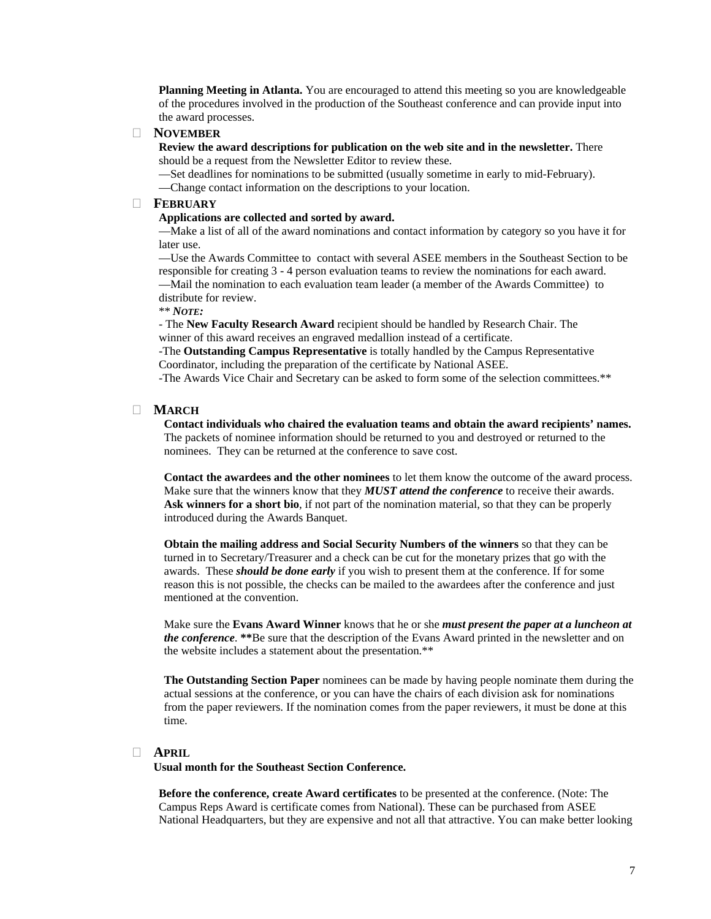**Planning Meeting in Atlanta.** You are encouraged to attend this meeting so you are knowledgeable of the procedures involved in the production of the Southeast conference and can provide input into the award processes.

- **NOVEMBER**

  **Review the award descriptions for publication on the web site and in the newsletter.** There should be a request from the Newsletter Editor to review these.

  —Set deadlines for nominations to be submitted (usually sometime in early to mid-February).

  —Change contact information on the descriptions to your location.

- **FEBRUARY**

  **Applications are collected and sorted by award.**

  —Make a list of all of the award nominations and contact information by category so you have it for later use.

  —Use the Awards Committee to contact with several ASEE members in the Southeast Section to be responsible for creating 3 - 4 person evaluation teams to review the nominations for each award.

  —Mail the nomination to each evaluation team leader (a member of the Awards Committee) to distribute for review.

  ** ***NOTE:***

  - The **New Faculty Research Award** recipient should be handled by Research Chair. The winner of this award receives an engraved medallion instead of a certificate.

  -The **Outstanding Campus Representative** is totally handled by the Campus Representative Coordinator, including the preparation of the certificate by National ASEE.

  -The Awards Vice Chair and Secretary can be asked to form some of the selection committees.**

- **MARCH**

  **Contact individuals who chaired the evaluation teams and obtain the award recipients' names.** The packets of nominee information should be returned to you and destroyed or returned to the nominees. They can be returned at the conference to save cost.

  **Contact the awardees and the other nominees** to let them know the outcome of the award process. Make sure that the winners know that they ***MUST attend the conference*** to receive their awards. **Ask winners for a short bio**, if not part of the nomination material, so that they can be properly introduced during the Awards Banquet.

  **Obtain the mailing address and Social Security Numbers of the winners** so that they can be turned in to Secretary/Treasurer and a check can be cut for the monetary prizes that go with the awards. These ***should be done early*** if you wish to present them at the conference. If for some reason this is not possible, the checks can be mailed to the awardees after the conference and just mentioned at the convention.

  Make sure the **Evans Award Winner** knows that he or she ***must present the paper at a luncheon at the conference***. **Be sure that the description of the Evans Award printed in the newsletter and on the website includes a statement about the presentation.**

  **The Outstanding Section Paper** nominees can be made by having people nominate them during the actual sessions at the conference, or you can have the chairs of each division ask for nominations from the paper reviewers. If the nomination comes from the paper reviewers, it must be done at this time.

- **APRIL**

  **Usual month for the Southeast Section Conference.**

  **Before the conference, create Award certificates** to be presented at the conference. (Note: The Campus Reps Award is certificate comes from National). These can be purchased from ASEE National Headquarters, but they are expensive and not all that attractive. You can make better looking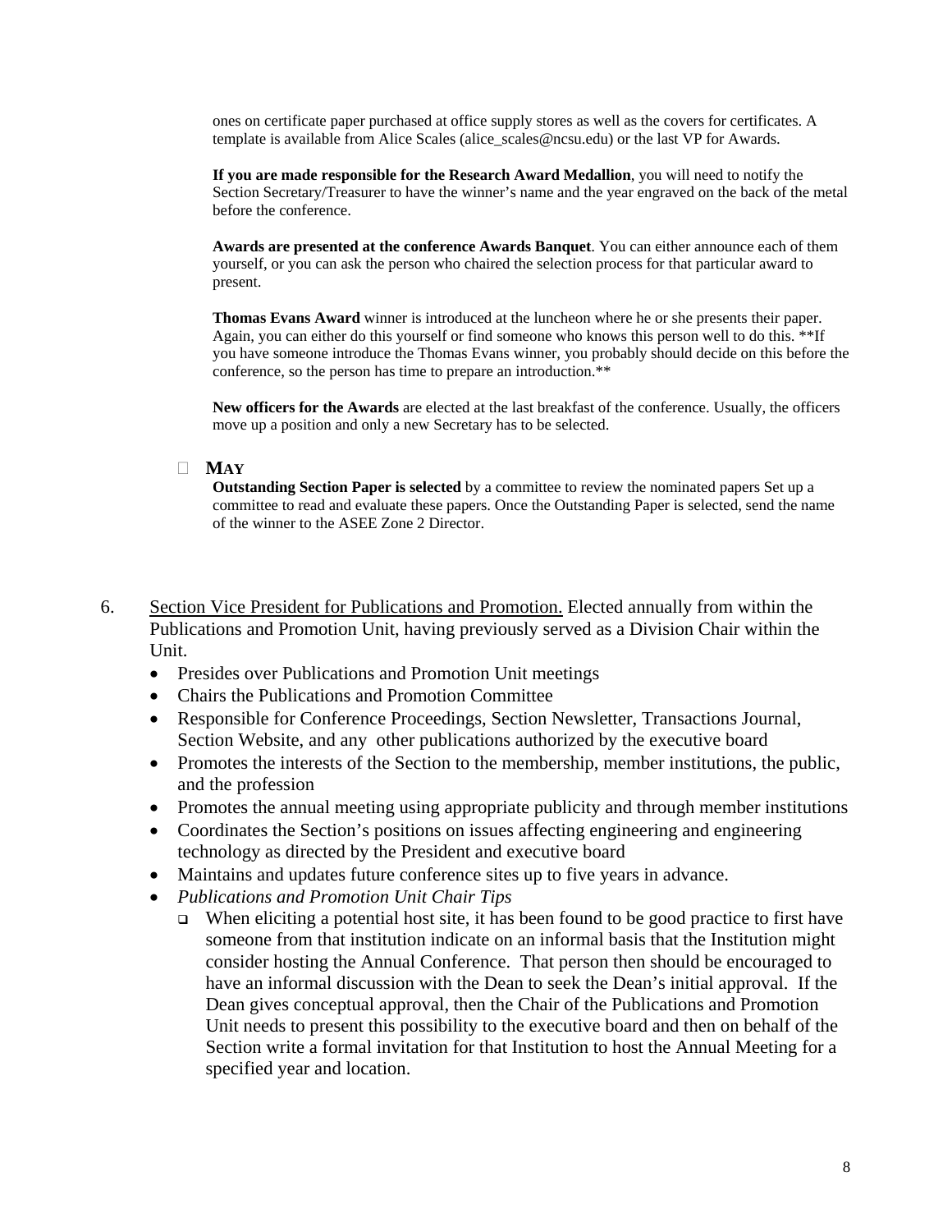ones on certificate paper purchased at office supply stores as well as the covers for certificates. A template is available from Alice Scales (alice_scales@ncsu.edu) or the last VP for Awards.

**If you are made responsible for the Research Award Medallion**, you will need to notify the Section Secretary/Treasurer to have the winner's name and the year engraved on the back of the metal before the conference.

**Awards are presented at the conference Awards Banquet**. You can either announce each of them yourself, or you can ask the person who chaired the selection process for that particular award to present.

**Thomas Evans Award** winner is introduced at the luncheon where he or she presents their paper. Again, you can either do this yourself or find someone who knows this person well to do this. **If you have someone introduce the Thomas Evans winner, you probably should decide on this before the conference, so the person has time to prepare an introduction.**

**New officers for the Awards** are elected at the last breakfast of the conference. Usually, the officers move up a position and only a new Secretary has to be selected.

- **MAY**

  **Outstanding Section Paper is selected** by a committee to review the nominated papers Set up a committee to read and evaluate these papers. Once the Outstanding Paper is selected, send the name of the winner to the ASEE Zone 2 Director.

6. Section Vice President for Publications and Promotion. Elected annually from within the Publications and Promotion Unit, having previously served as a Division Chair within the Unit.
   - Presides over Publications and Promotion Unit meetings
   - Chairs the Publications and Promotion Committee
   - Responsible for Conference Proceedings, Section Newsletter, Transactions Journal, Section Website, and any other publications authorized by the executive board
   - Promotes the interests of the Section to the membership, member institutions, the public, and the profession
   - Promotes the annual meeting using appropriate publicity and through member institutions
   - Coordinates the Section's positions on issues affecting engineering and engineering technology as directed by the President and executive board
   - Maintains and updates future conference sites up to five years in advance.
   - *Publications and Promotion Unit Chair Tips*
     - When eliciting a potential host site, it has been found to be good practice to first have someone from that institution indicate on an informal basis that the Institution might consider hosting the Annual Conference. That person then should be encouraged to have an informal discussion with the Dean to seek the Dean's initial approval. If the Dean gives conceptual approval, then the Chair of the Publications and Promotion Unit needs to present this possibility to the executive board and then on behalf of the Section write a formal invitation for that Institution to host the Annual Meeting for a specified year and location.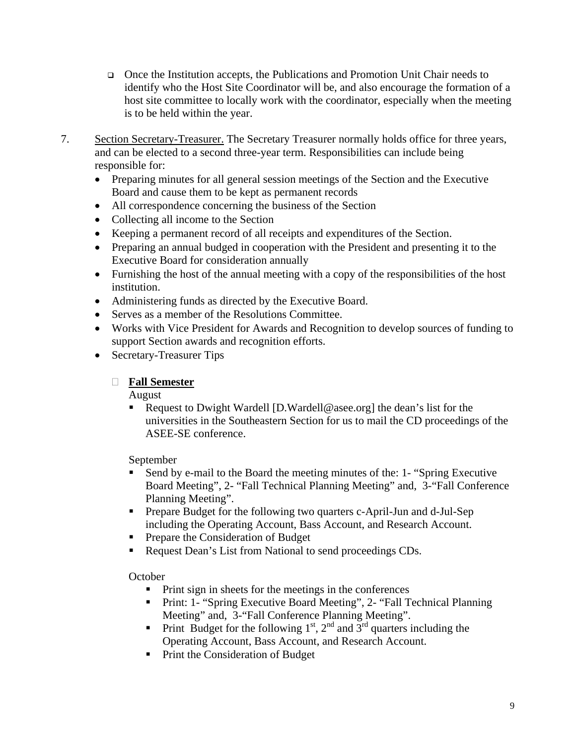- Once the Institution accepts, the Publications and Promotion Unit Chair needs to identify who the Host Site Coordinator will be, and also encourage the formation of a host site committee to locally work with the coordinator, especially when the meeting is to be held within the year.

7. Section Secretary-Treasurer. The Secretary Treasurer normally holds office for three years, and can be elected to a second three-year term. Responsibilities can include being responsible for:
   - Preparing minutes for all general session meetings of the Section and the Executive Board and cause them to be kept as permanent records
   - All correspondence concerning the business of the Section
   - Collecting all income to the Section
   - Keeping a permanent record of all receipts and expenditures of the Section.
   - Preparing an annual budged in cooperation with the President and presenting it to the Executive Board for consideration annually
   - Furnishing the host of the annual meeting with a copy of the responsibilities of the host institution.
   - Administering funds as directed by the Executive Board.
   - Serves as a member of the Resolutions Committee.
   - Works with Vice President for Awards and Recognition to develop sources of funding to support Section awards and recognition efforts.
   - Secretary-Treasurer Tips

     - **Fall Semester**

       August
       - Request to Dwight Wardell [D.Wardell@asee.org] the dean's list for the universities in the Southeastern Section for us to mail the CD proceedings of the ASEE-SE conference.

       September
       - Send by e-mail to the Board the meeting minutes of the: 1- "Spring Executive Board Meeting", 2- "Fall Technical Planning Meeting" and, 3-"Fall Conference Planning Meeting".
       - Prepare Budget for the following two quarters c-April-Jun and d-Jul-Sep including the Operating Account, Bass Account, and Research Account.
       - Prepare the Consideration of Budget
       - Request Dean's List from National to send proceedings CDs.

       October
       - Print sign in sheets for the meetings in the conferences
       - Print: 1- "Spring Executive Board Meeting", 2- "Fall Technical Planning Meeting" and, 3-"Fall Conference Planning Meeting".
       - Print Budget for the following 1st, 2nd and 3rd quarters including the Operating Account, Bass Account, and Research Account.
       - Print the Consideration of Budget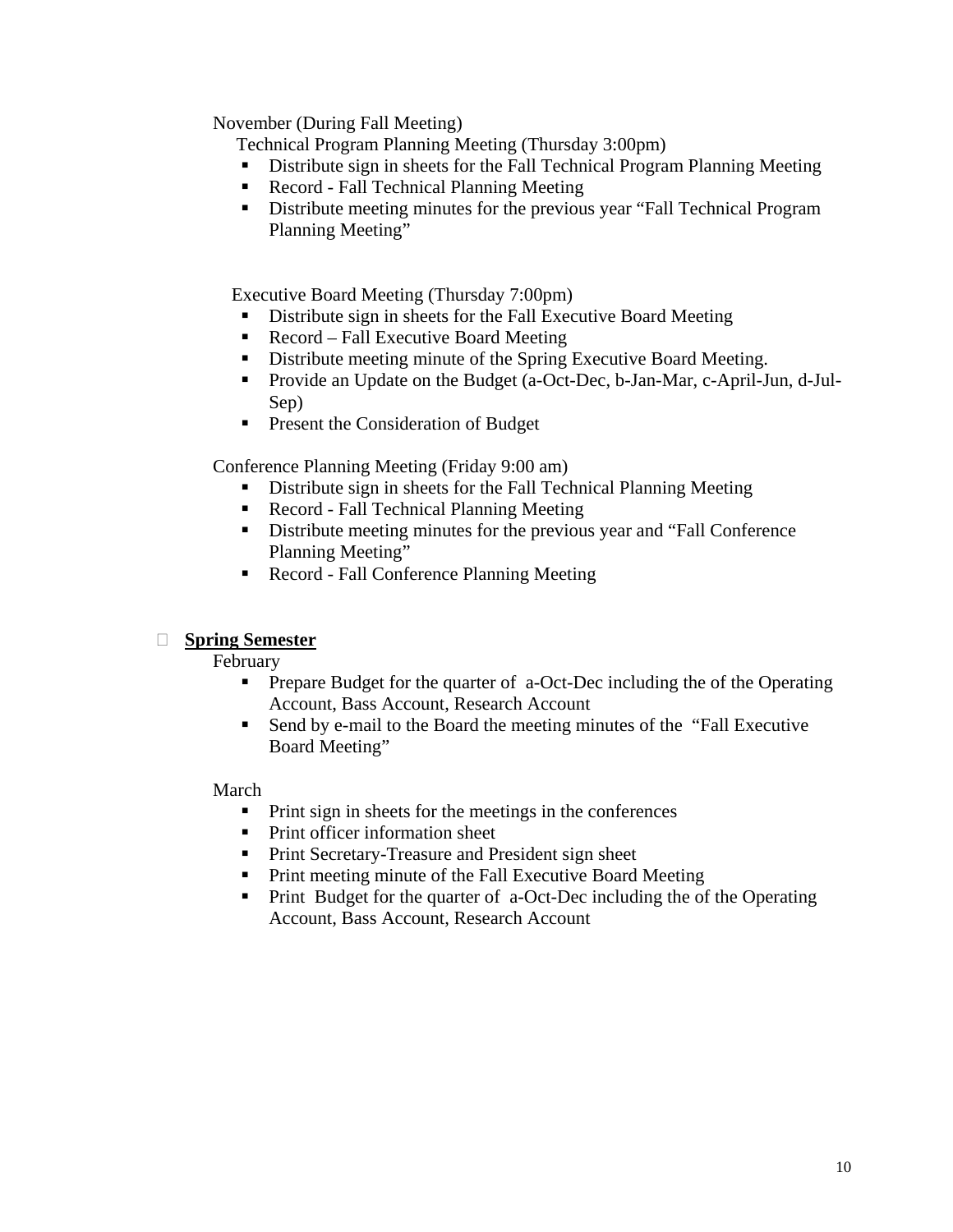November (During Fall Meeting)

Technical Program Planning Meeting (Thursday 3:00pm)

- Distribute sign in sheets for the Fall Technical Program Planning Meeting
- Record - Fall Technical Planning Meeting
- Distribute meeting minutes for the previous year "Fall Technical Program Planning Meeting"

Executive Board Meeting (Thursday 7:00pm)

- Distribute sign in sheets for the Fall Executive Board Meeting
- Record – Fall Executive Board Meeting
- Distribute meeting minute of the Spring Executive Board Meeting.
- Provide an Update on the Budget (a-Oct-Dec, b-Jan-Mar, c-April-Jun, d-Jul-Sep)
- Present the Consideration of Budget

Conference Planning Meeting (Friday 9:00 am)

- Distribute sign in sheets for the Fall Technical Planning Meeting
- Record - Fall Technical Planning Meeting
- Distribute meeting minutes for the previous year and "Fall Conference Planning Meeting"
- Record - Fall Conference Planning Meeting

- **Spring Semester**

February

- Prepare Budget for the quarter of a-Oct-Dec including the of the Operating Account, Bass Account, Research Account
- Send by e-mail to the Board the meeting minutes of the "Fall Executive Board Meeting"

March

- Print sign in sheets for the meetings in the conferences
- Print officer information sheet
- Print Secretary-Treasure and President sign sheet
- Print meeting minute of the Fall Executive Board Meeting
- Print Budget for the quarter of a-Oct-Dec including the of the Operating Account, Bass Account, Research Account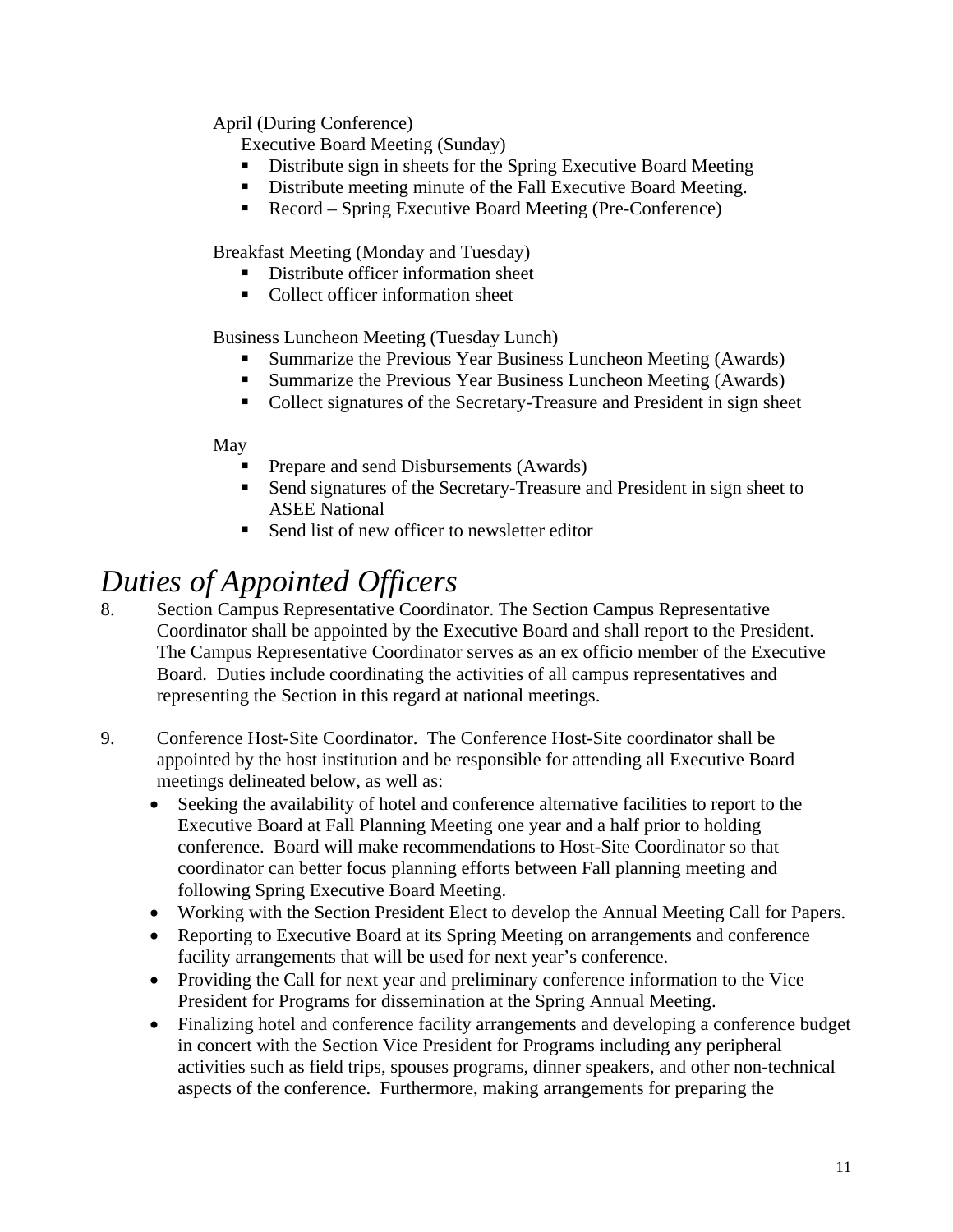April (During Conference)

Executive Board Meeting (Sunday)

- Distribute sign in sheets for the Spring Executive Board Meeting
- Distribute meeting minute of the Fall Executive Board Meeting.
- Record – Spring Executive Board Meeting (Pre-Conference)

Breakfast Meeting (Monday and Tuesday)

- Distribute officer information sheet
- Collect officer information sheet

Business Luncheon Meeting (Tuesday Lunch)

- Summarize the Previous Year Business Luncheon Meeting (Awards)
- Summarize the Previous Year Business Luncheon Meeting (Awards)
- Collect signatures of the Secretary-Treasure and President in sign sheet

May

- Prepare and send Disbursements (Awards)
- Send signatures of the Secretary-Treasure and President in sign sheet to ASEE National
- Send list of new officer to newsletter editor

# *Duties of Appointed Officers*

8. Section Campus Representative Coordinator. The Section Campus Representative Coordinator shall be appointed by the Executive Board and shall report to the President. The Campus Representative Coordinator serves as an ex officio member of the Executive Board. Duties include coordinating the activities of all campus representatives and representing the Section in this regard at national meetings.

9. Conference Host-Site Coordinator. The Conference Host-Site coordinator shall be appointed by the host institution and be responsible for attending all Executive Board meetings delineated below, as well as:
   - Seeking the availability of hotel and conference alternative facilities to report to the Executive Board at Fall Planning Meeting one year and a half prior to holding conference. Board will make recommendations to Host-Site Coordinator so that coordinator can better focus planning efforts between Fall planning meeting and following Spring Executive Board Meeting.
   - Working with the Section President Elect to develop the Annual Meeting Call for Papers.
   - Reporting to Executive Board at its Spring Meeting on arrangements and conference facility arrangements that will be used for next year's conference.
   - Providing the Call for next year and preliminary conference information to the Vice President for Programs for dissemination at the Spring Annual Meeting.
   - Finalizing hotel and conference facility arrangements and developing a conference budget in concert with the Section Vice President for Programs including any peripheral activities such as field trips, spouses programs, dinner speakers, and other non-technical aspects of the conference. Furthermore, making arrangements for preparing the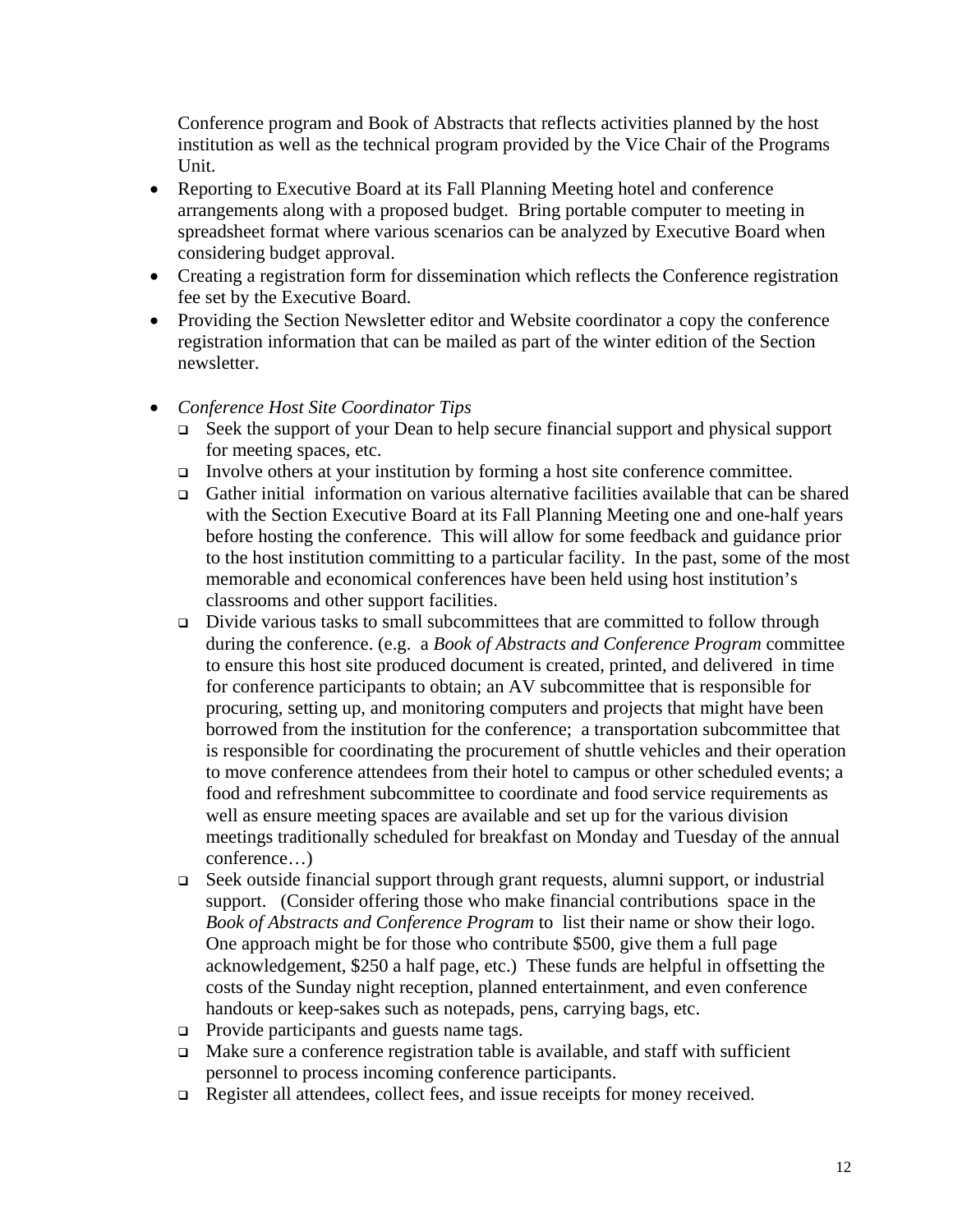Conference program and Book of Abstracts that reflects activities planned by the host institution as well as the technical program provided by the Vice Chair of the Programs Unit.

- Reporting to Executive Board at its Fall Planning Meeting hotel and conference arrangements along with a proposed budget. Bring portable computer to meeting in spreadsheet format where various scenarios can be analyzed by Executive Board when considering budget approval.
- Creating a registration form for dissemination which reflects the Conference registration fee set by the Executive Board.
- Providing the Section Newsletter editor and Website coordinator a copy the conference registration information that can be mailed as part of the winter edition of the Section newsletter.

- *Conference Host Site Coordinator Tips*
  - Seek the support of your Dean to help secure financial support and physical support for meeting spaces, etc.
  - Involve others at your institution by forming a host site conference committee.
  - Gather initial information on various alternative facilities available that can be shared with the Section Executive Board at its Fall Planning Meeting one and one-half years before hosting the conference. This will allow for some feedback and guidance prior to the host institution committing to a particular facility. In the past, some of the most memorable and economical conferences have been held using host institution's classrooms and other support facilities.
  - Divide various tasks to small subcommittees that are committed to follow through during the conference. (e.g. a *Book of Abstracts and Conference Program* committee to ensure this host site produced document is created, printed, and delivered in time for conference participants to obtain; an AV subcommittee that is responsible for procuring, setting up, and monitoring computers and projects that might have been borrowed from the institution for the conference; a transportation subcommittee that is responsible for coordinating the procurement of shuttle vehicles and their operation to move conference attendees from their hotel to campus or other scheduled events; a food and refreshment subcommittee to coordinate and food service requirements as well as ensure meeting spaces are available and set up for the various division meetings traditionally scheduled for breakfast on Monday and Tuesday of the annual conference…)
  - Seek outside financial support through grant requests, alumni support, or industrial support. (Consider offering those who make financial contributions space in the *Book of Abstracts and Conference Program* to list their name or show their logo. One approach might be for those who contribute \$500, give them a full page acknowledgement, \$250 a half page, etc.) These funds are helpful in offsetting the costs of the Sunday night reception, planned entertainment, and even conference handouts or keep-sakes such as notepads, pens, carrying bags, etc.
  - Provide participants and guests name tags.
  - Make sure a conference registration table is available, and staff with sufficient personnel to process incoming conference participants.
  - Register all attendees, collect fees, and issue receipts for money received.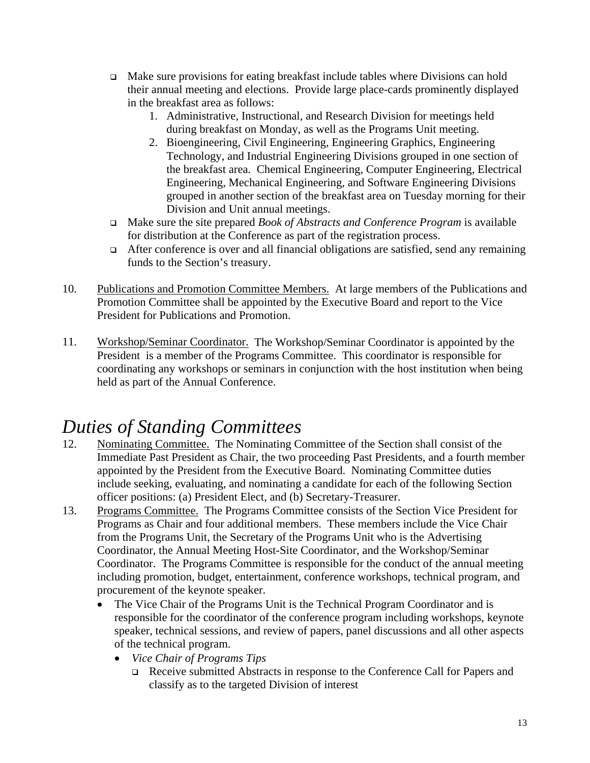- Make sure provisions for eating breakfast include tables where Divisions can hold their annual meeting and elections. Provide large place-cards prominently displayed in the breakfast area as follows:
    1. Administrative, Instructional, and Research Division for meetings held during breakfast on Monday, as well as the Programs Unit meeting.
    2. Bioengineering, Civil Engineering, Engineering Graphics, Engineering Technology, and Industrial Engineering Divisions grouped in one section of the breakfast area. Chemical Engineering, Computer Engineering, Electrical Engineering, Mechanical Engineering, and Software Engineering Divisions grouped in another section of the breakfast area on Tuesday morning for their Division and Unit annual meetings.
- Make sure the site prepared *Book of Abstracts and Conference Program* is available for distribution at the Conference as part of the registration process.
- After conference is over and all financial obligations are satisfied, send any remaining funds to the Section's treasury.

10. Publications and Promotion Committee Members. At large members of the Publications and Promotion Committee shall be appointed by the Executive Board and report to the Vice President for Publications and Promotion.

11. Workshop/Seminar Coordinator. The Workshop/Seminar Coordinator is appointed by the President is a member of the Programs Committee. This coordinator is responsible for coordinating any workshops or seminars in conjunction with the host institution when being held as part of the Annual Conference.

# *Duties of Standing Committees*

12. Nominating Committee. The Nominating Committee of the Section shall consist of the Immediate Past President as Chair, the two proceeding Past Presidents, and a fourth member appointed by the President from the Executive Board. Nominating Committee duties include seeking, evaluating, and nominating a candidate for each of the following Section officer positions: (a) President Elect, and (b) Secretary-Treasurer.

13. Programs Committee. The Programs Committee consists of the Section Vice President for Programs as Chair and four additional members. These members include the Vice Chair from the Programs Unit, the Secretary of the Programs Unit who is the Advertising Coordinator, the Annual Meeting Host-Site Coordinator, and the Workshop/Seminar Coordinator. The Programs Committee is responsible for the conduct of the annual meeting including promotion, budget, entertainment, conference workshops, technical program, and procurement of the keynote speaker.
    - The Vice Chair of the Programs Unit is the Technical Program Coordinator and is responsible for the coordinator of the conference program including workshops, keynote speaker, technical sessions, and review of papers, panel discussions and all other aspects of the technical program.
        - *Vice Chair of Programs Tips*
            - Receive submitted Abstracts in response to the Conference Call for Papers and classify as to the targeted Division of interest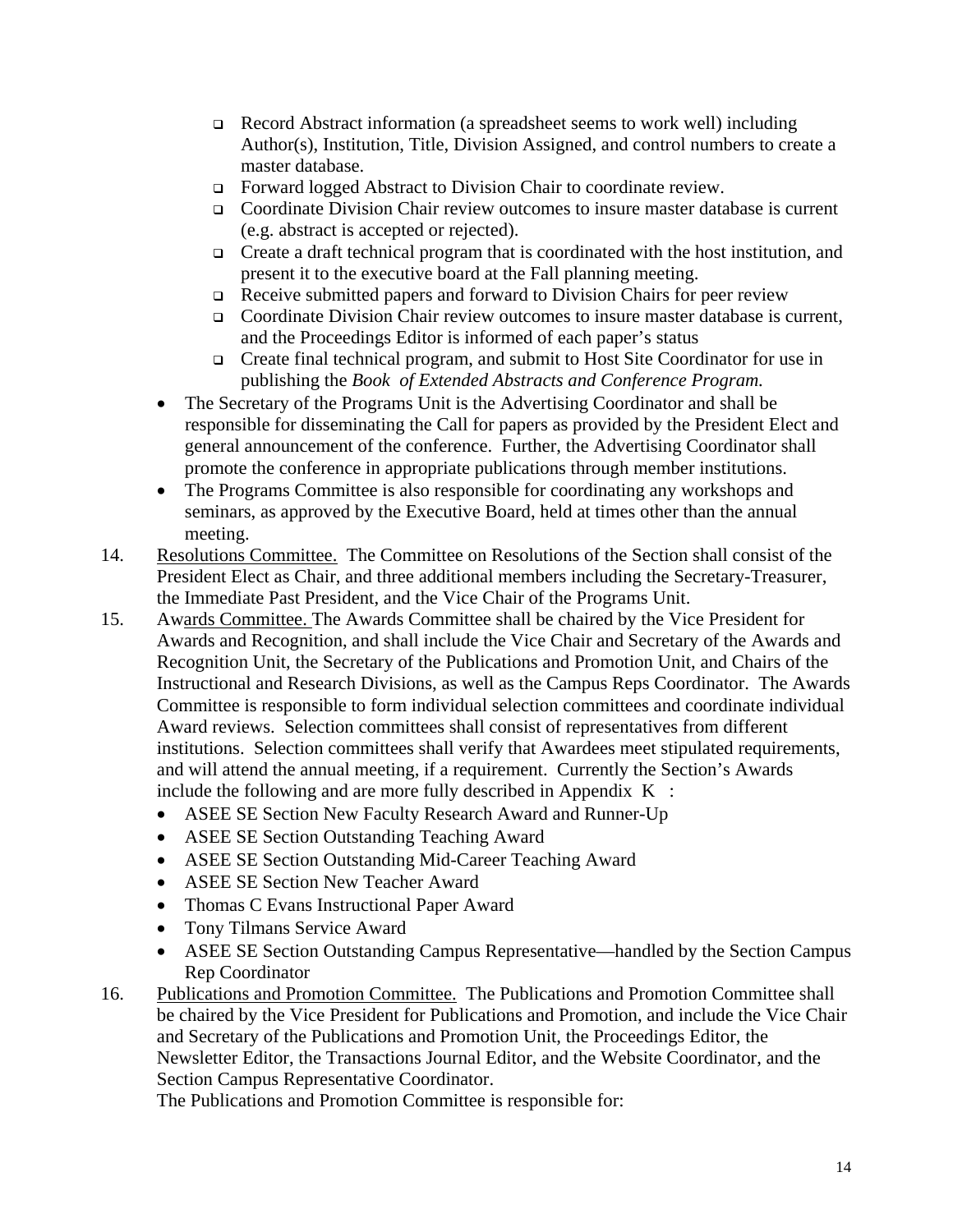- Record Abstract information (a spreadsheet seems to work well) including Author(s), Institution, Title, Division Assigned, and control numbers to create a master database.
- Forward logged Abstract to Division Chair to coordinate review.
- Coordinate Division Chair review outcomes to insure master database is current (e.g. abstract is accepted or rejected).
- Create a draft technical program that is coordinated with the host institution, and present it to the executive board at the Fall planning meeting.
- Receive submitted papers and forward to Division Chairs for peer review
- Coordinate Division Chair review outcomes to insure master database is current, and the Proceedings Editor is informed of each paper's status
- Create final technical program, and submit to Host Site Coordinator for use in publishing the *Book of Extended Abstracts and Conference Program.*

- The Secretary of the Programs Unit is the Advertising Coordinator and shall be responsible for disseminating the Call for papers as provided by the President Elect and general announcement of the conference. Further, the Advertising Coordinator shall promote the conference in appropriate publications through member institutions.
- The Programs Committee is also responsible for coordinating any workshops and seminars, as approved by the Executive Board, held at times other than the annual meeting.

14. <u>Resolutions Committee.</u> The Committee on Resolutions of the Section shall consist of the President Elect as Chair, and three additional members including the Secretary-Treasurer, the Immediate Past President, and the Vice Chair of the Programs Unit.

15. <u>Awards Committee.</u> The Awards Committee shall be chaired by the Vice President for Awards and Recognition, and shall include the Vice Chair and Secretary of the Awards and Recognition Unit, the Secretary of the Publications and Promotion Unit, and Chairs of the Instructional and Research Divisions, as well as the Campus Reps Coordinator. The Awards Committee is responsible to form individual selection committees and coordinate individual Award reviews. Selection committees shall consist of representatives from different institutions. Selection committees shall verify that Awardees meet stipulated requirements, and will attend the annual meeting, if a requirement. Currently the Section's Awards include the following and are more fully described in Appendix K :
    - ASEE SE Section New Faculty Research Award and Runner-Up
    - ASEE SE Section Outstanding Teaching Award
    - ASEE SE Section Outstanding Mid-Career Teaching Award
    - ASEE SE Section New Teacher Award
    - Thomas C Evans Instructional Paper Award
    - Tony Tilmans Service Award
    - ASEE SE Section Outstanding Campus Representative—handled by the Section Campus Rep Coordinator

16. <u>Publications and Promotion Committee.</u> The Publications and Promotion Committee shall be chaired by the Vice President for Publications and Promotion, and include the Vice Chair and Secretary of the Publications and Promotion Unit, the Proceedings Editor, the Newsletter Editor, the Transactions Journal Editor, and the Website Coordinator, and the Section Campus Representative Coordinator.
    The Publications and Promotion Committee is responsible for: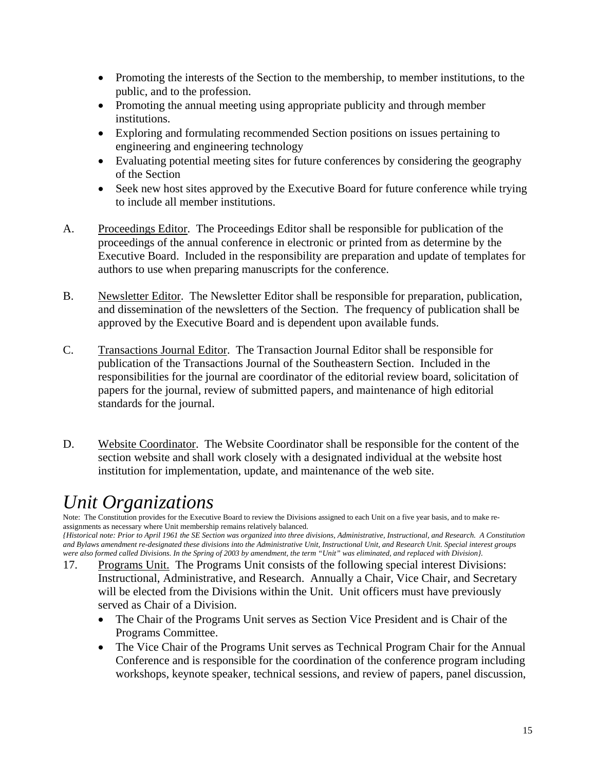- Promoting the interests of the Section to the membership, to member institutions, to the public, and to the profession.
- Promoting the annual meeting using appropriate publicity and through member institutions.
- Exploring and formulating recommended Section positions on issues pertaining to engineering and engineering technology
- Evaluating potential meeting sites for future conferences by considering the geography of the Section
- Seek new host sites approved by the Executive Board for future conference while trying to include all member institutions.

A. Proceedings Editor. The Proceedings Editor shall be responsible for publication of the proceedings of the annual conference in electronic or printed from as determine by the Executive Board. Included in the responsibility are preparation and update of templates for authors to use when preparing manuscripts for the conference.

B. Newsletter Editor. The Newsletter Editor shall be responsible for preparation, publication, and dissemination of the newsletters of the Section. The frequency of publication shall be approved by the Executive Board and is dependent upon available funds.

C. Transactions Journal Editor. The Transaction Journal Editor shall be responsible for publication of the Transactions Journal of the Southeastern Section. Included in the responsibilities for the journal are coordinator of the editorial review board, solicitation of papers for the journal, review of submitted papers, and maintenance of high editorial standards for the journal.

D. Website Coordinator. The Website Coordinator shall be responsible for the content of the section website and shall work closely with a designated individual at the website host institution for implementation, update, and maintenance of the web site.

# *Unit Organizations*

Note: The Constitution provides for the Executive Board to review the Divisions assigned to each Unit on a five year basis, and to make re-assignments as necessary where Unit membership remains relatively balanced.

*{Historical note: Prior to April 1961 the SE Section was organized into three divisions, Administrative, Instructional, and Research. A Constitution and Bylaws amendment re-designated these divisions into the Administrative Unit, Instructional Unit, and Research Unit. Special interest groups were also formed called Divisions. In the Spring of 2003 by amendment, the term "Unit" was eliminated, and replaced with Division}.*

17. Programs Unit. The Programs Unit consists of the following special interest Divisions: Instructional, Administrative, and Research. Annually a Chair, Vice Chair, and Secretary will be elected from the Divisions within the Unit. Unit officers must have previously served as Chair of a Division.
    - The Chair of the Programs Unit serves as Section Vice President and is Chair of the Programs Committee.
    - The Vice Chair of the Programs Unit serves as Technical Program Chair for the Annual Conference and is responsible for the coordination of the conference program including workshops, keynote speaker, technical sessions, and review of papers, panel discussion,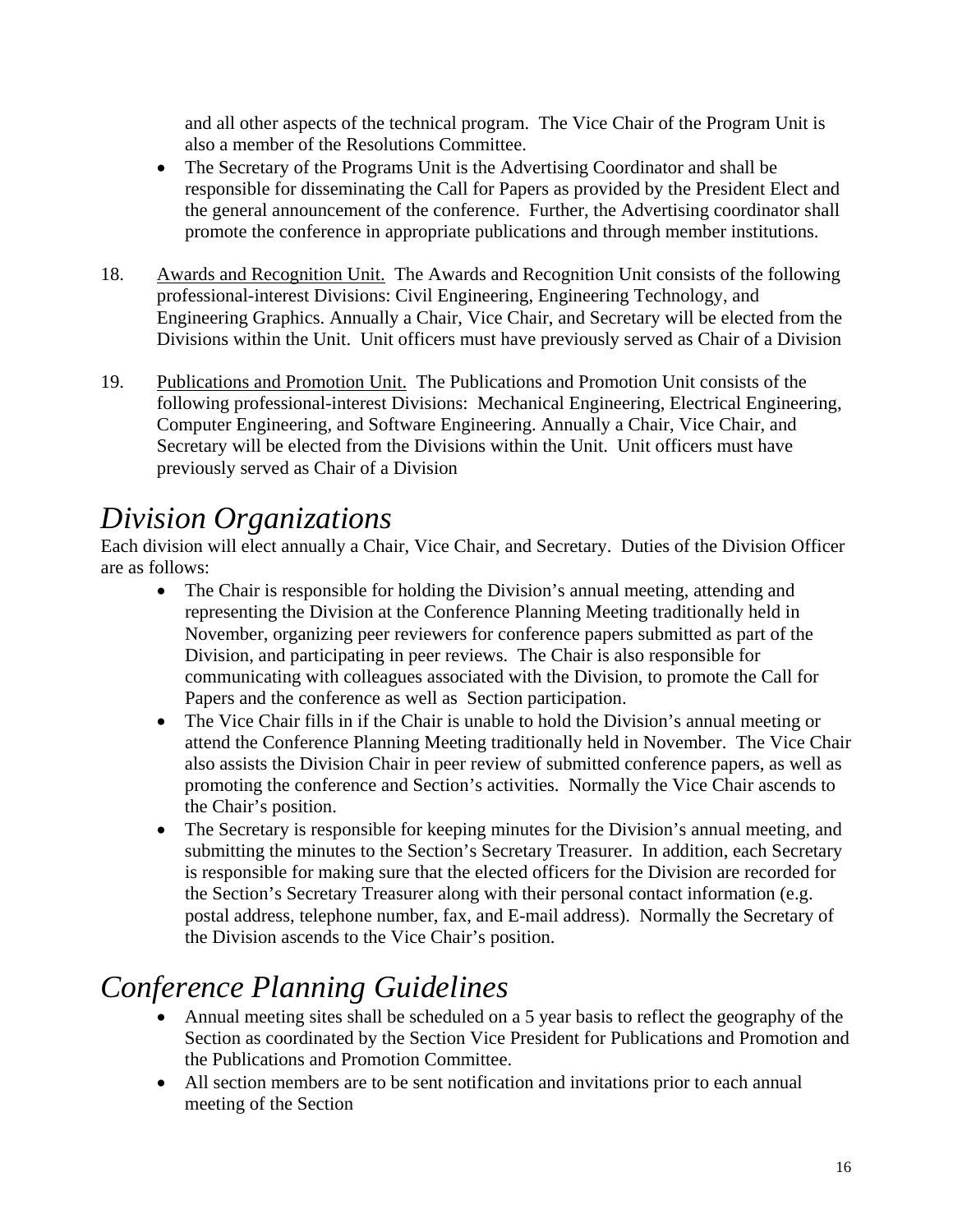and all other aspects of the technical program.  The Vice Chair of the Program Unit is also a member of the Resolutions Committee.

- The Secretary of the Programs Unit is the Advertising Coordinator and shall be responsible for disseminating the Call for Papers as provided by the President Elect and the general announcement of the conference.  Further, the Advertising coordinator shall promote the conference in appropriate publications and through member institutions.

18. Awards and Recognition Unit.  The Awards and Recognition Unit consists of the following professional-interest Divisions: Civil Engineering, Engineering Technology, and Engineering Graphics. Annually a Chair, Vice Chair, and Secretary will be elected from the Divisions within the Unit.  Unit officers must have previously served as Chair of a Division

19. Publications and Promotion Unit.  The Publications and Promotion Unit consists of the following professional-interest Divisions:  Mechanical Engineering, Electrical Engineering, Computer Engineering, and Software Engineering. Annually a Chair, Vice Chair, and Secretary will be elected from the Divisions within the Unit.  Unit officers must have previously served as Chair of a Division

# *Division Organizations*

Each division will elect annually a Chair, Vice Chair, and Secretary.  Duties of the Division Officer are as follows:

- The Chair is responsible for holding the Division's annual meeting, attending and representing the Division at the Conference Planning Meeting traditionally held in November, organizing peer reviewers for conference papers submitted as part of the Division, and participating in peer reviews.  The Chair is also responsible for communicating with colleagues associated with the Division, to promote the Call for Papers and the conference as well as  Section participation.
- The Vice Chair fills in if the Chair is unable to hold the Division's annual meeting or attend the Conference Planning Meeting traditionally held in November.  The Vice Chair also assists the Division Chair in peer review of submitted conference papers, as well as promoting the conference and Section's activities.  Normally the Vice Chair ascends to the Chair's position.
- The Secretary is responsible for keeping minutes for the Division's annual meeting, and submitting the minutes to the Section's Secretary Treasurer.  In addition, each Secretary is responsible for making sure that the elected officers for the Division are recorded for the Section's Secretary Treasurer along with their personal contact information (e.g. postal address, telephone number, fax, and E-mail address).  Normally the Secretary of the Division ascends to the Vice Chair's position.

# *Conference Planning Guidelines*

- Annual meeting sites shall be scheduled on a 5 year basis to reflect the geography of the Section as coordinated by the Section Vice President for Publications and Promotion and the Publications and Promotion Committee.
- All section members are to be sent notification and invitations prior to each annual meeting of the Section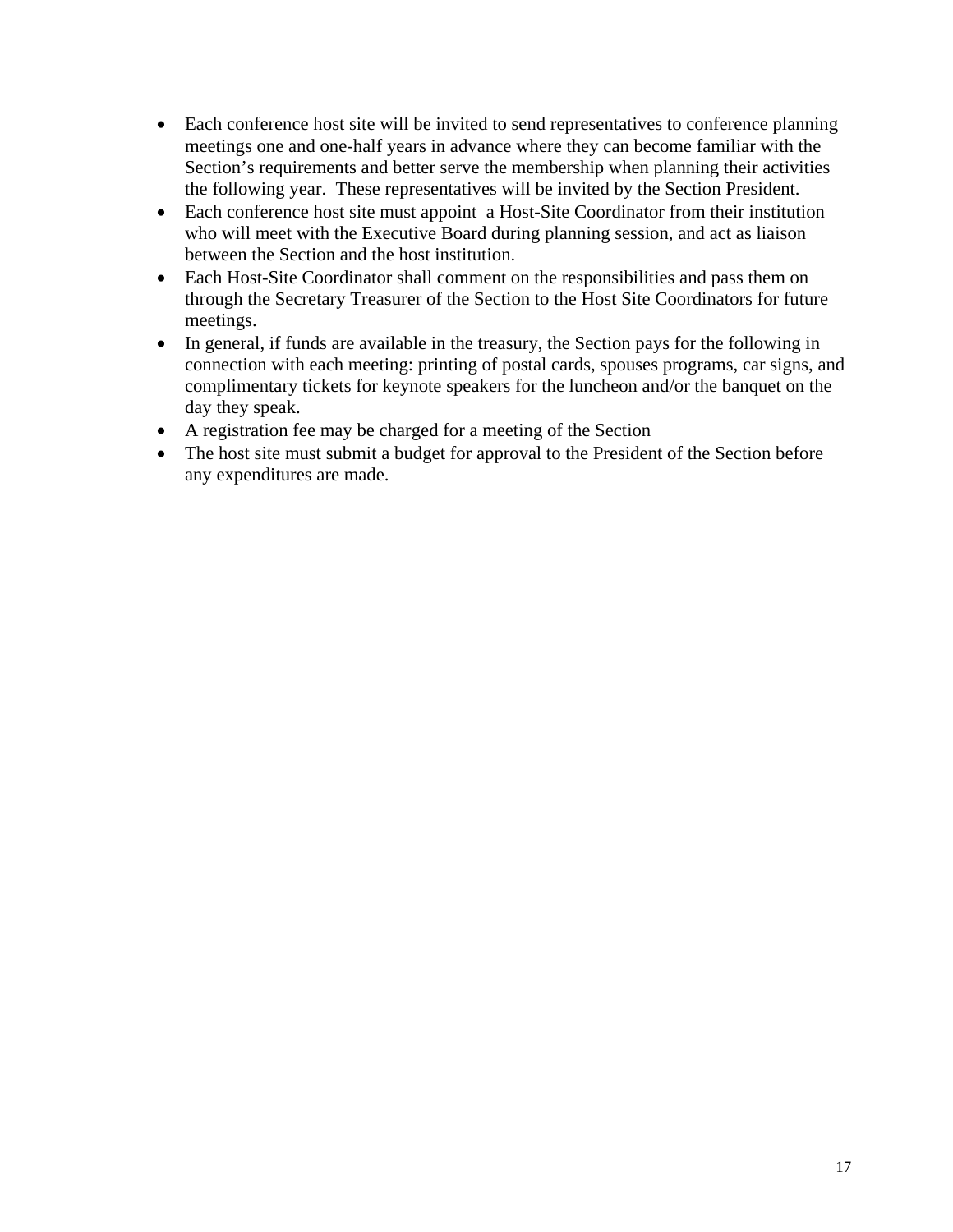- Each conference host site will be invited to send representatives to conference planning meetings one and one-half years in advance where they can become familiar with the Section's requirements and better serve the membership when planning their activities the following year. These representatives will be invited by the Section President.
- Each conference host site must appoint a Host-Site Coordinator from their institution who will meet with the Executive Board during planning session, and act as liaison between the Section and the host institution.
- Each Host-Site Coordinator shall comment on the responsibilities and pass them on through the Secretary Treasurer of the Section to the Host Site Coordinators for future meetings.
- In general, if funds are available in the treasury, the Section pays for the following in connection with each meeting: printing of postal cards, spouses programs, car signs, and complimentary tickets for keynote speakers for the luncheon and/or the banquet on the day they speak.
- A registration fee may be charged for a meeting of the Section
- The host site must submit a budget for approval to the President of the Section before any expenditures are made.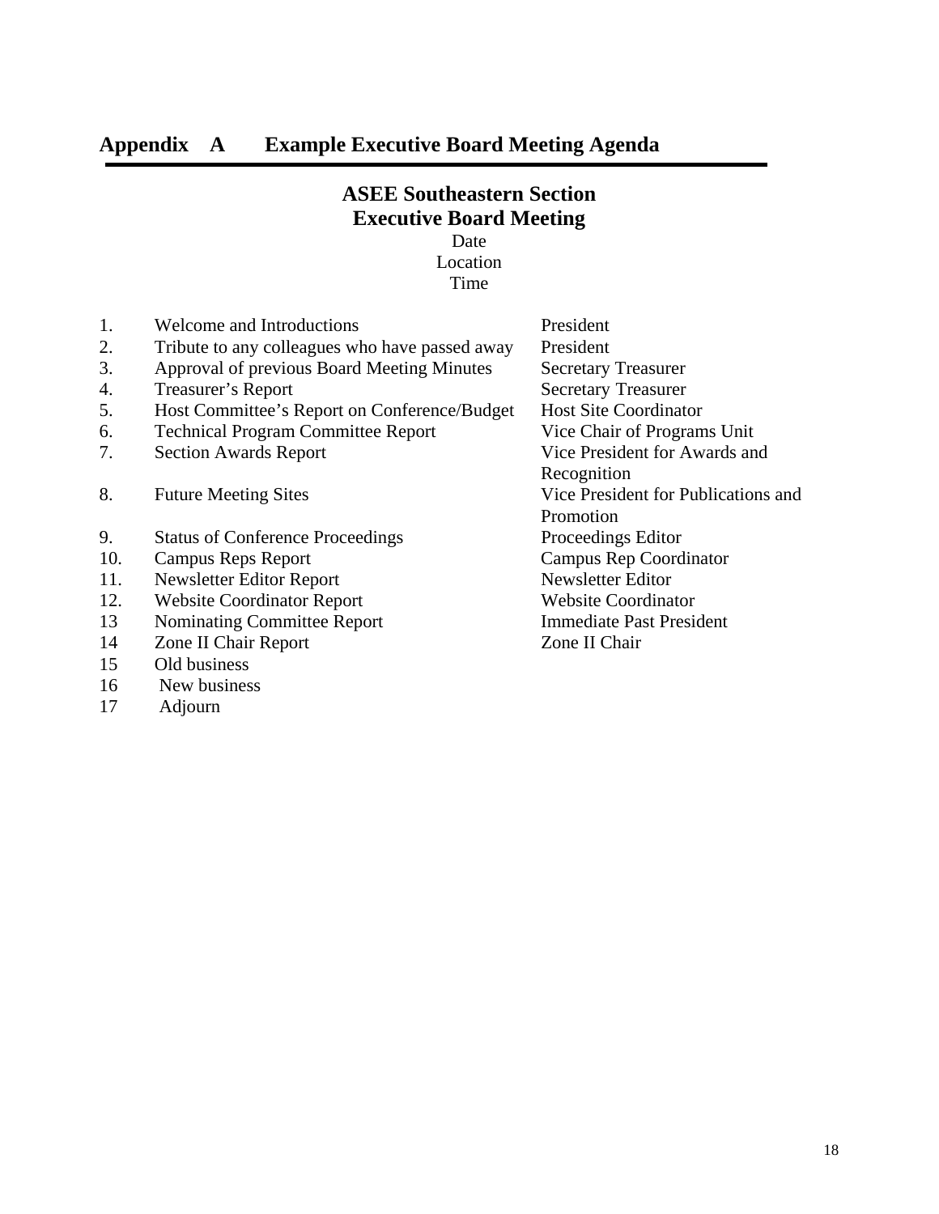## Appendix A Example Executive Board Meeting Agenda

**ASEE Southeastern Section**
**Executive Board Meeting**

Date
Location
Time

| | | |
|---|---|---|
| 1. | Welcome and Introductions | President |
| 2. | Tribute to any colleagues who have passed away | President |
| 3. | Approval of previous Board Meeting Minutes | Secretary Treasurer |
| 4. | Treasurer's Report | Secretary Treasurer |
| 5. | Host Committee's Report on Conference/Budget | Host Site Coordinator |
| 6. | Technical Program Committee Report | Vice Chair of Programs Unit |
| 7. | Section Awards Report | Vice President for Awards and Recognition |
| 8. | Future Meeting Sites | Vice President for Publications and Promotion |
| 9. | Status of Conference Proceedings | Proceedings Editor |
| 10. | Campus Reps Report | Campus Rep Coordinator |
| 11. | Newsletter Editor Report | Newsletter Editor |
| 12. | Website Coordinator Report | Website Coordinator |
| 13 | Nominating Committee Report | Immediate Past President |
| 14 | Zone II Chair Report | Zone II Chair |
| 15 | Old business | |
| 16 | New business | |
| 17 | Adjourn | |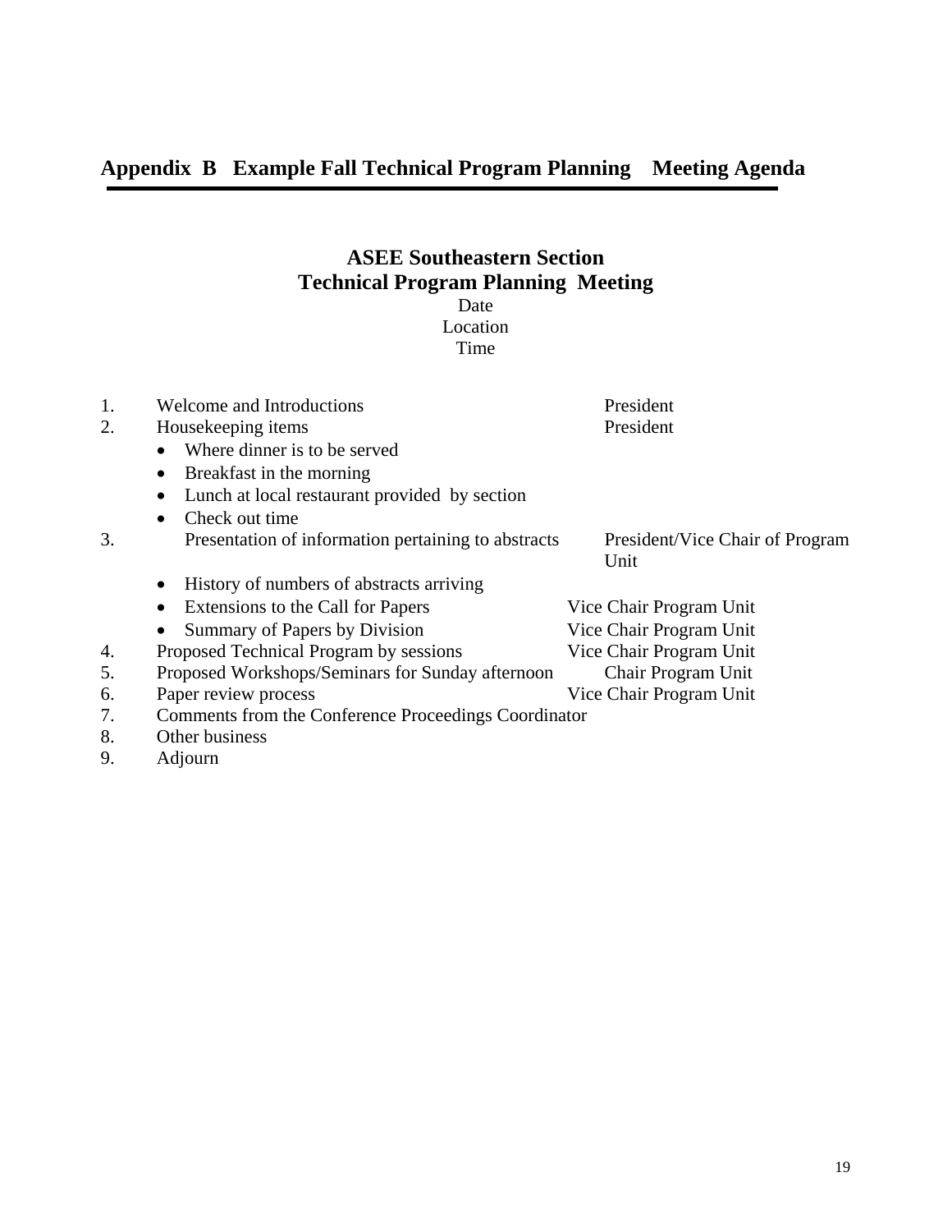## Appendix B Example Fall Technical Program Planning Meeting Agenda

### ASEE Southeastern Section
### Technical Program Planning Meeting

Date
Location
Time

| | Item | Responsible |
|---|---|---|
| 1. | Welcome and Introductions | President |
| 2. | Housekeeping items | President |
| | • Where dinner is to be served | |
| | • Breakfast in the morning | |
| | • Lunch at local restaurant provided by section | |
| | • Check out time | |
| 3. | Presentation of information pertaining to abstracts | President/Vice Chair of Program Unit |
| | • History of numbers of abstracts arriving | |
| | • Extensions to the Call for Papers | Vice Chair Program Unit |
| | • Summary of Papers by Division | Vice Chair Program Unit |
| 4. | Proposed Technical Program by sessions | Vice Chair Program Unit |
| 5. | Proposed Workshops/Seminars for Sunday afternoon | Chair Program Unit |
| 6. | Paper review process | Vice Chair Program Unit |
| 7. | Comments from the Conference Proceedings Coordinator | |
| 8. | Other business | |
| 9. | Adjourn | |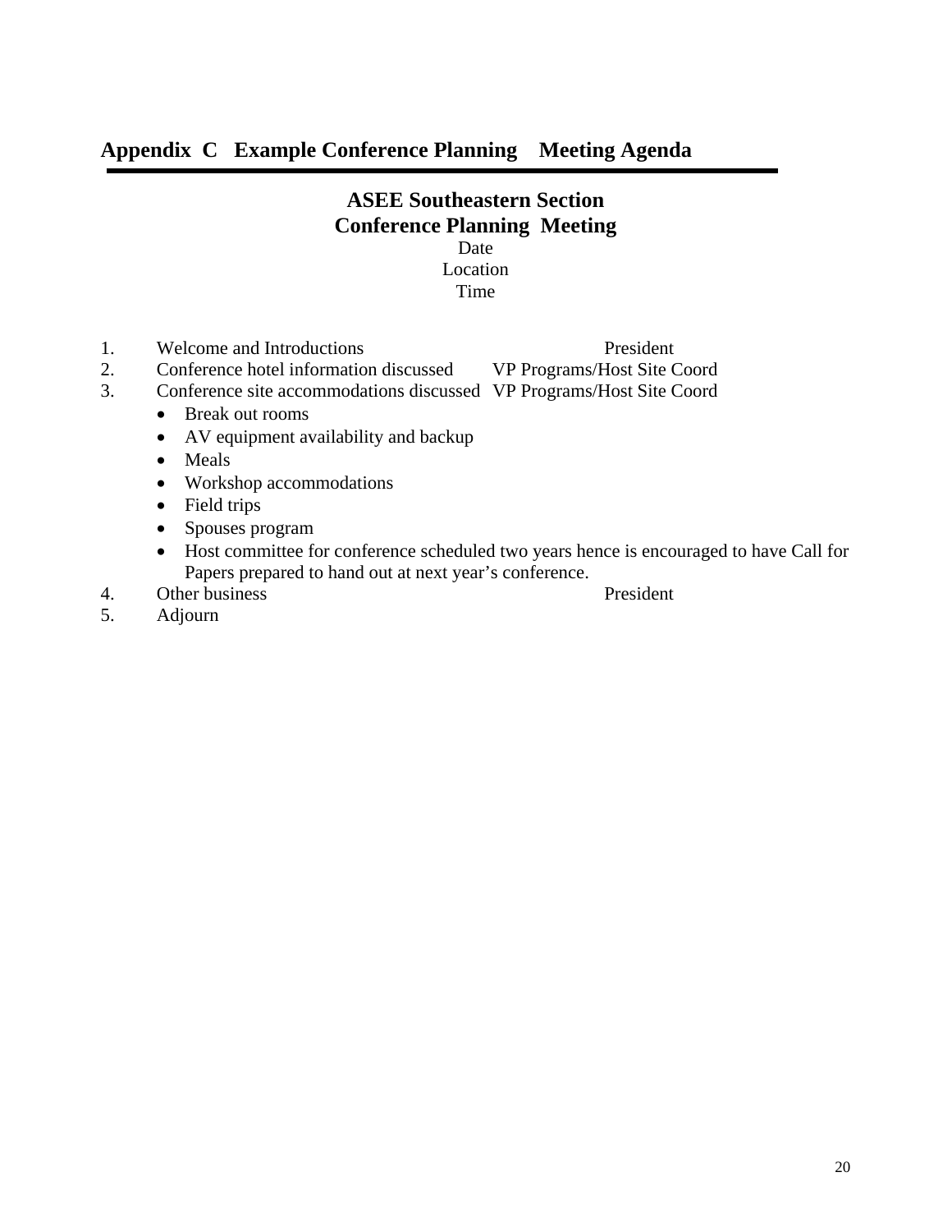## Appendix C Example Conference Planning Meeting Agenda

**ASEE Southeastern Section**
**Conference Planning Meeting**
Date
Location
Time

1. Welcome and Introductions — President
2. Conference hotel information discussed — VP Programs/Host Site Coord
3. Conference site accommodations discussed — VP Programs/Host Site Coord
   - Break out rooms
   - AV equipment availability and backup
   - Meals
   - Workshop accommodations
   - Field trips
   - Spouses program
   - Host committee for conference scheduled two years hence is encouraged to have Call for Papers prepared to hand out at next year's conference.
4. Other business — President
5. Adjourn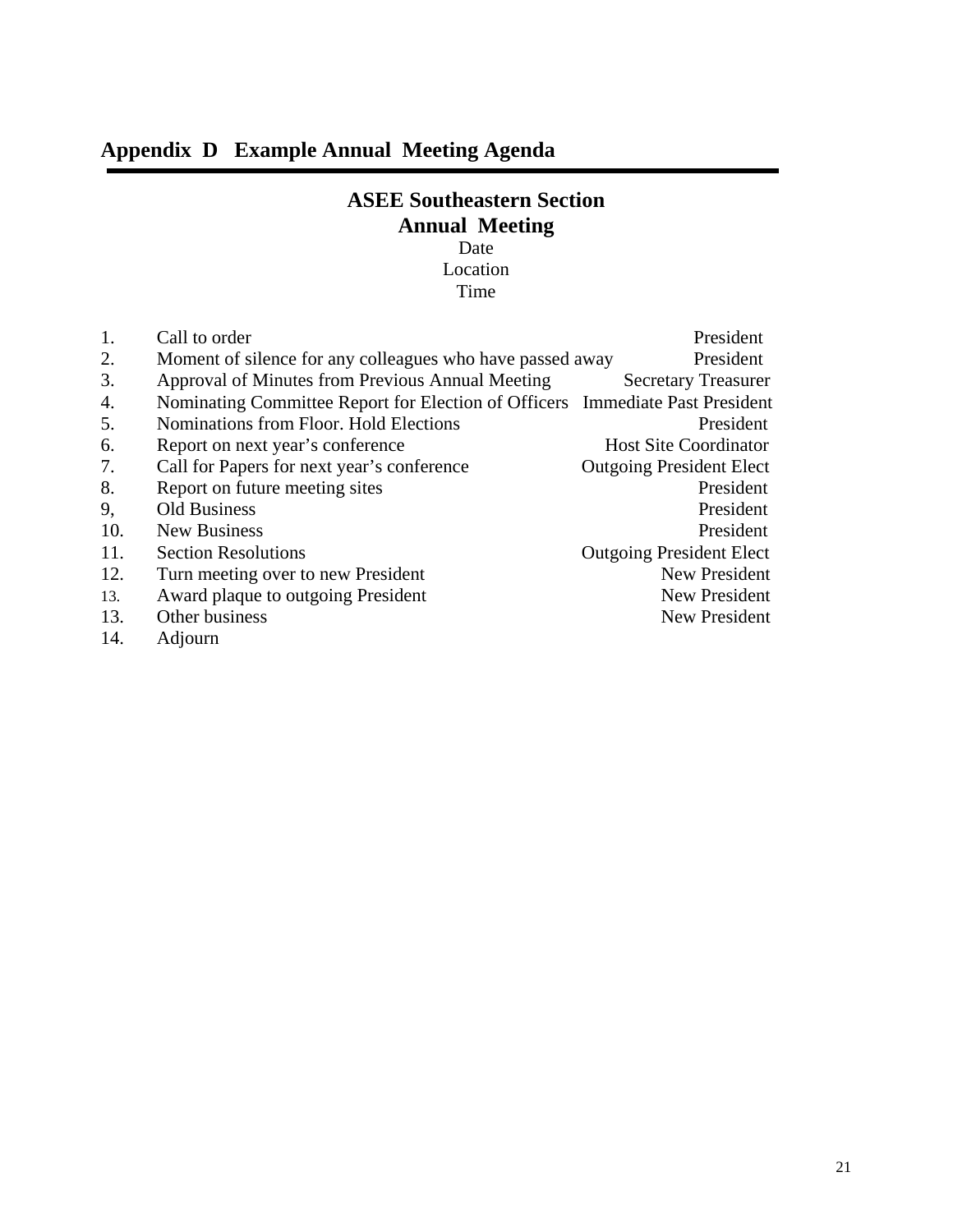## Appendix D Example Annual Meeting Agenda

---

**ASEE Southeastern Section**
**Annual Meeting**

Date
Location
Time

| | | |
|---|---|---|
| 1. | Call to order | President |
| 2. | Moment of silence for any colleagues who have passed away | President |
| 3. | Approval of Minutes from Previous Annual Meeting | Secretary Treasurer |
| 4. | Nominating Committee Report for Election of Officers | Immediate Past President |
| 5. | Nominations from Floor. Hold Elections | President |
| 6. | Report on next year's conference | Host Site Coordinator |
| 7. | Call for Papers for next year's conference | Outgoing President Elect |
| 8. | Report on future meeting sites | President |
| 9, | Old Business | President |
| 10. | New Business | President |
| 11. | Section Resolutions | Outgoing President Elect |
| 12. | Turn meeting over to new President | New President |
| 13. | Award plaque to outgoing President | New President |
| 13. | Other business | New President |
| 14. | Adjourn | |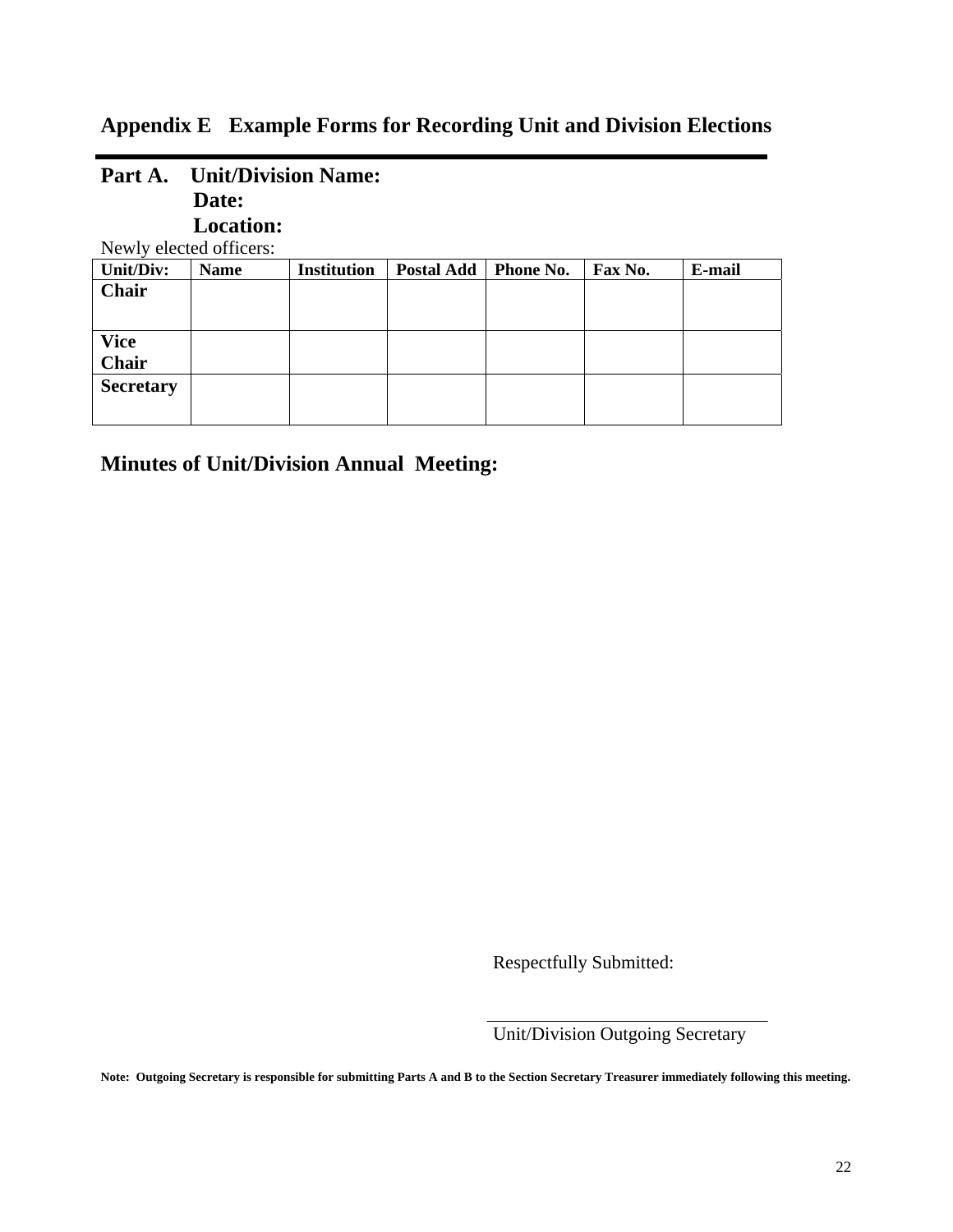## Appendix E Example Forms for Recording Unit and Division Elections

---

**Part A. Unit/Division Name:**
**Date:**
**Location:**

Newly elected officers:

| Unit/Div: | Name | Institution | Postal Add | Phone No. | Fax No. | E-mail |
|---|---|---|---|---|---|---|
| **Chair** | | | | | | |
| **Vice Chair** | | | | | | |
| **Secretary** | | | | | | |

### Minutes of Unit/Division Annual Meeting:

Respectfully Submitted:

\_\_\_\_\_\_\_\_\_\_\_\_\_\_\_\_\_\_\_\_\_\_\_\_\_\_\_\_\_\_
Unit/Division Outgoing Secretary

**Note: Outgoing Secretary is responsible for submitting Parts A and B to the Section Secretary Treasurer immediately following this meeting.**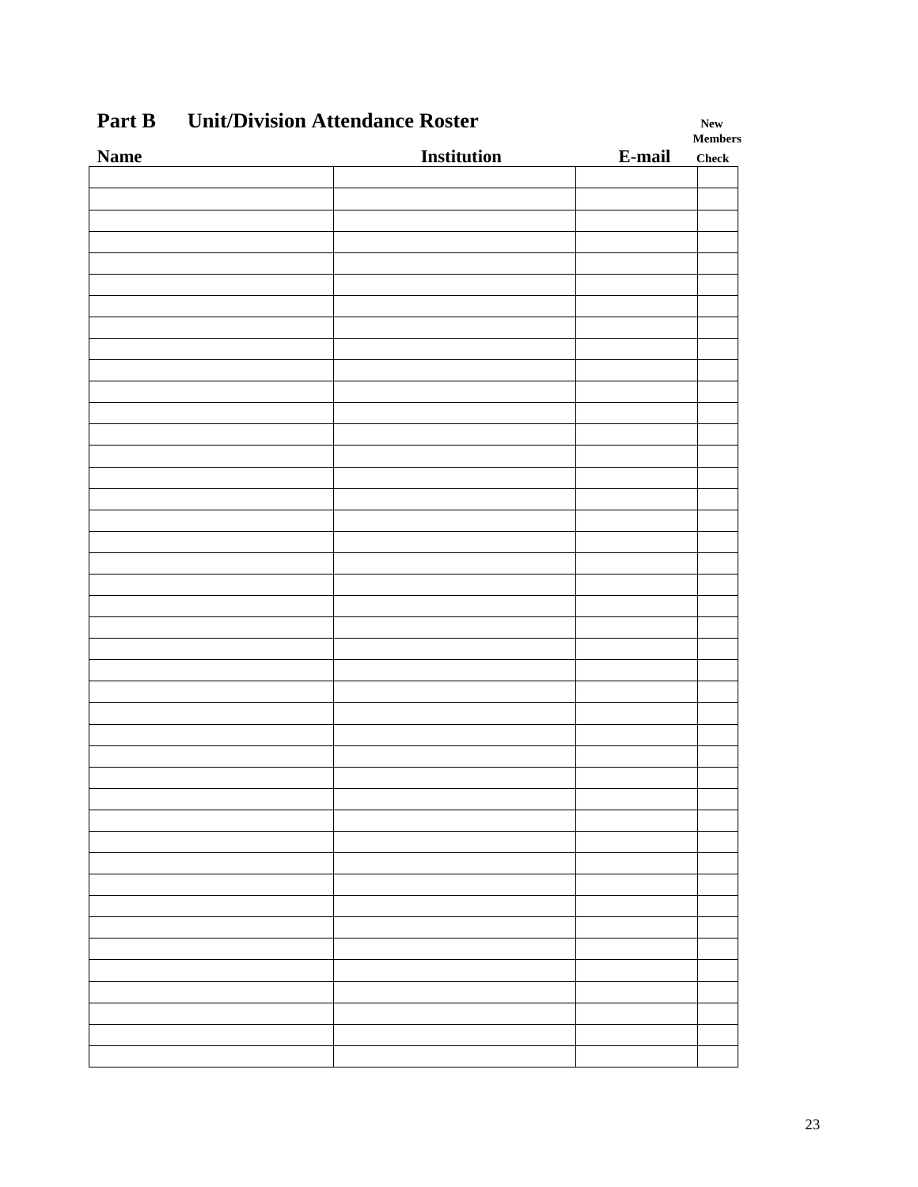## Part B Unit/Division Attendance Roster

| Name | Institution | E-mail | New Members Check |
|---|---|---|---|
| | | | |
| | | | |
| | | | |
| | | | |
| | | | |
| | | | |
| | | | |
| | | | |
| | | | |
| | | | |
| | | | |
| | | | |
| | | | |
| | | | |
| | | | |
| | | | |
| | | | |
| | | | |
| | | | |
| | | | |
| | | | |
| | | | |
| | | | |
| | | | |
| | | | |
| | | | |
| | | | |
| | | | |
| | | | |
| | | | |
| | | | |
| | | | |
| | | | |
| | | | |
| | | | |
| | | | |
| | | | |
| | | | |
| | | | |
| | | | |
| | | | |
| | | | |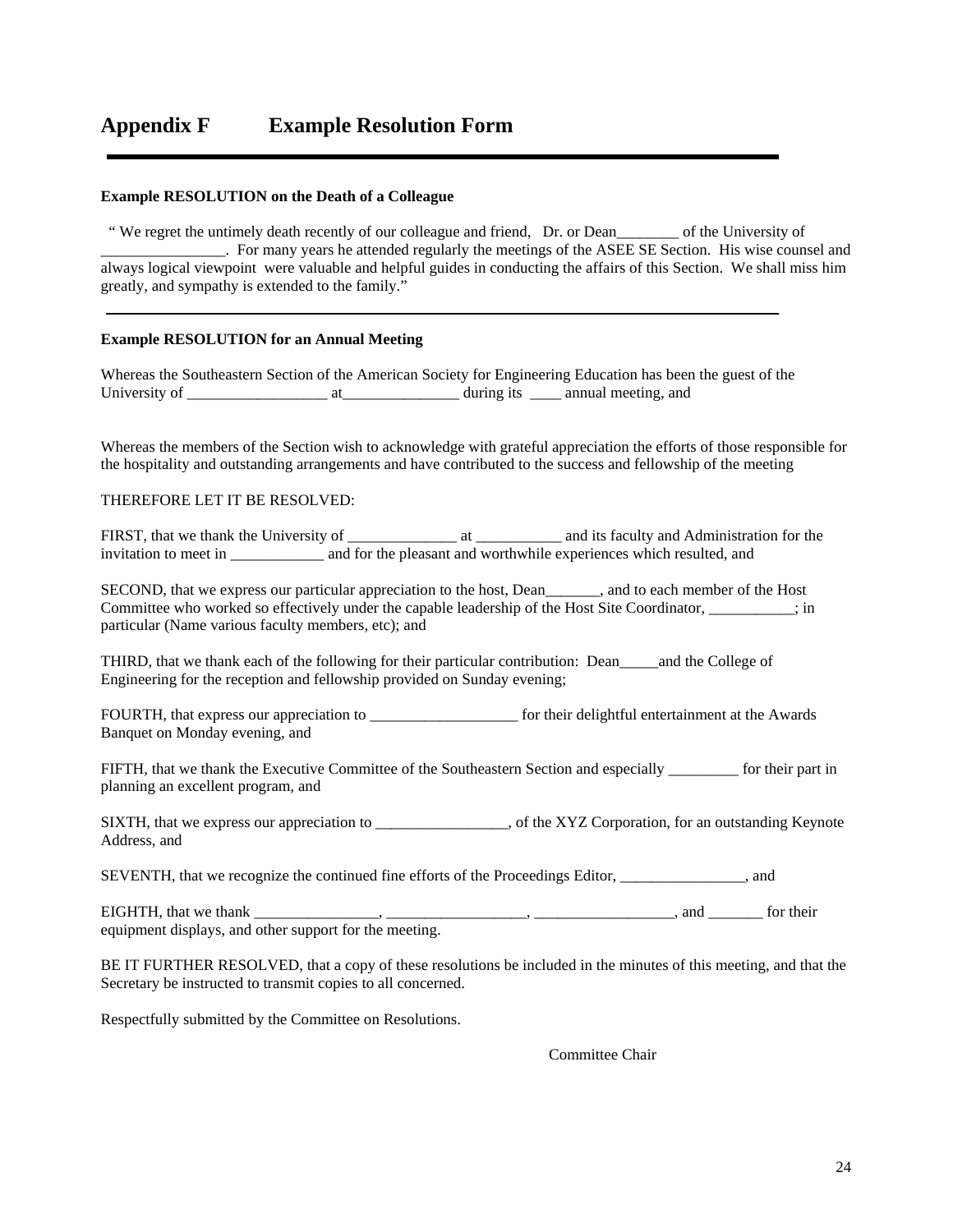# Appendix F    Example Resolution Form

---

**Example RESOLUTION on the Death of a Colleague**

" We regret the untimely death recently of our colleague and friend, Dr. or Dean________ of the University of ________________. For many years he attended regularly the meetings of the ASEE SE Section. His wise counsel and always logical viewpoint were valuable and helpful guides in conducting the affairs of this Section. We shall miss him greatly, and sympathy is extended to the family."

---

**Example RESOLUTION for an Annual Meeting**

Whereas the Southeastern Section of the American Society for Engineering Education has been the guest of the University of __________________ at_______________ during its ____ annual meeting, and

Whereas the members of the Section wish to acknowledge with grateful appreciation the efforts of those responsible for the hospitality and outstanding arrangements and have contributed to the success and fellowship of the meeting

THEREFORE LET IT BE RESOLVED:

FIRST, that we thank the University of ______________ at ___________ and its faculty and Administration for the invitation to meet in ____________ and for the pleasant and worthwhile experiences which resulted, and

SECOND, that we express our particular appreciation to the host, Dean_______, and to each member of the Host Committee who worked so effectively under the capable leadership of the Host Site Coordinator, ___________; in particular (Name various faculty members, etc); and

THIRD, that we thank each of the following for their particular contribution: Dean_____and the College of Engineering for the reception and fellowship provided on Sunday evening;

FOURTH, that express our appreciation to ___________________ for their delightful entertainment at the Awards Banquet on Monday evening, and

FIFTH, that we thank the Executive Committee of the Southeastern Section and especially _________ for their part in planning an excellent program, and

SIXTH, that we express our appreciation to _________________, of the XYZ Corporation, for an outstanding Keynote Address, and

SEVENTH, that we recognize the continued fine efforts of the Proceedings Editor, ________________, and

EIGHTH, that we thank ________________, __________________, __________________, and _______ for their equipment displays, and other support for the meeting.

BE IT FURTHER RESOLVED, that a copy of these resolutions be included in the minutes of this meeting, and that the Secretary be instructed to transmit copies to all concerned.

Respectfully submitted by the Committee on Resolutions.

Committee Chair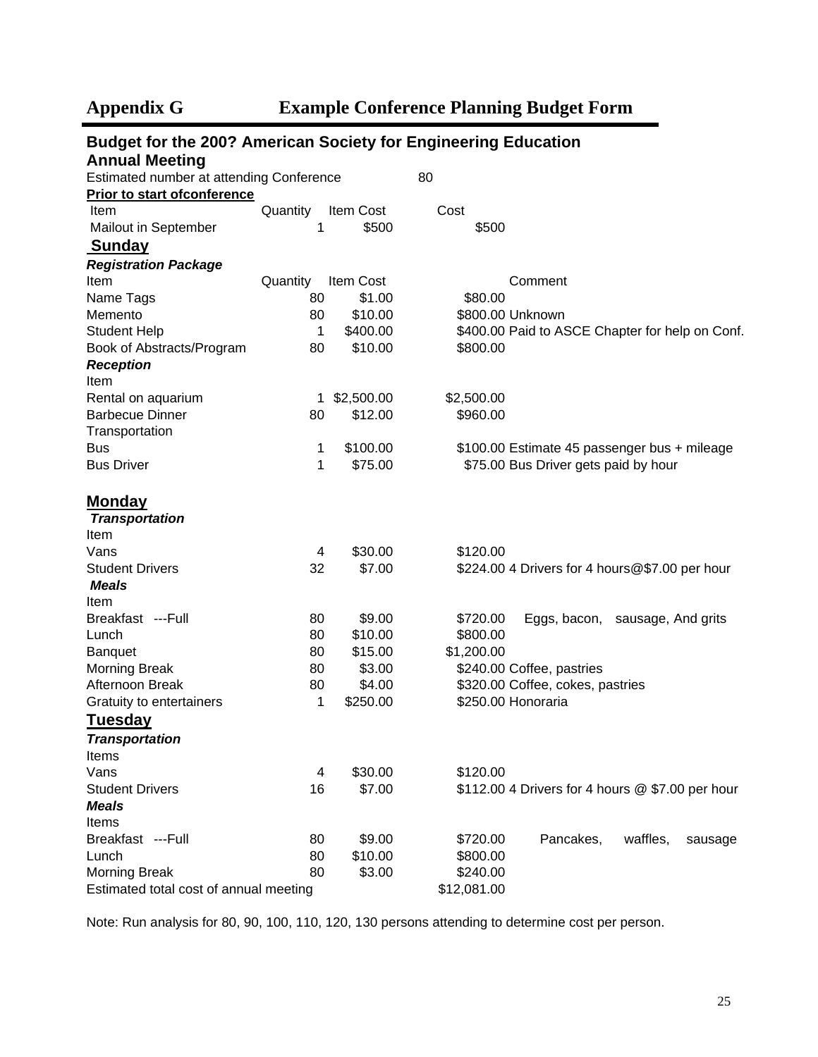## Appendix G Example Conference Planning Budget Form

### Budget for the 200? American Society for Engineering Education Annual Meeting

Estimated number at attending Conference 80

**Prior to start ofconference**

| Item | Quantity | Item Cost | Cost | Comment |
|---|---|---|---|---|
| Mailout in September | 1 | $500 | $500 | |
| **Sunday** | | | | |
| ***Registration Package*** | | | | |
| Item | Quantity | Item Cost | | Comment |
| Name Tags | 80 | $1.00 | $80.00 | |
| Memento | 80 | $10.00 | $800.00 | Unknown |
| Student Help | 1 | $400.00 | $400.00 | Paid to ASCE Chapter for help on Conf. |
| Book of Abstracts/Program | 80 | $10.00 | $800.00 | |
| ***Reception*** | | | | |
| Item | | | | |
| Rental on aquarium | 1 | $2,500.00 | $2,500.00 | |
| Barbecue Dinner | 80 | $12.00 | $960.00 | |
| Transportation | | | | |
| Bus | 1 | $100.00 | $100.00 | Estimate 45 passenger bus + mileage |
| Bus Driver | 1 | $75.00 | $75.00 | Bus Driver gets paid by hour |
| **Monday** | | | | |
| ***Transportation*** | | | | |
| Item | | | | |
| Vans | 4 | $30.00 | $120.00 | |
| Student Drivers | 32 | $7.00 | $224.00 | 4 Drivers for 4 hours@$7.00 per hour |
| ***Meals*** | | | | |
| Item | | | | |
| Breakfast ---Full | 80 | $9.00 | $720.00 | Eggs, bacon, sausage, And grits |
| Lunch | 80 | $10.00 | $800.00 | |
| Banquet | 80 | $15.00 | $1,200.00 | |
| Morning Break | 80 | $3.00 | $240.00 | Coffee, pastries |
| Afternoon Break | 80 | $4.00 | $320.00 | Coffee, cokes, pastries |
| Gratuity to entertainers | 1 | $250.00 | $250.00 | Honoraria |
| **Tuesday** | | | | |
| ***Transportation*** | | | | |
| Items | | | | |
| Vans | 4 | $30.00 | $120.00 | |
| Student Drivers | 16 | $7.00 | $112.00 | 4 Drivers for 4 hours @ $7.00 per hour |
| ***Meals*** | | | | |
| Items | | | | |
| Breakfast ---Full | 80 | $9.00 | $720.00 | Pancakes, waffles, sausage |
| Lunch | 80 | $10.00 | $800.00 | |
| Morning Break | 80 | $3.00 | $240.00 | |
| Estimated total cost of annual meeting | | | $12,081.00 | |

Note: Run analysis for 80, 90, 100, 110, 120, 130 persons attending to determine cost per person.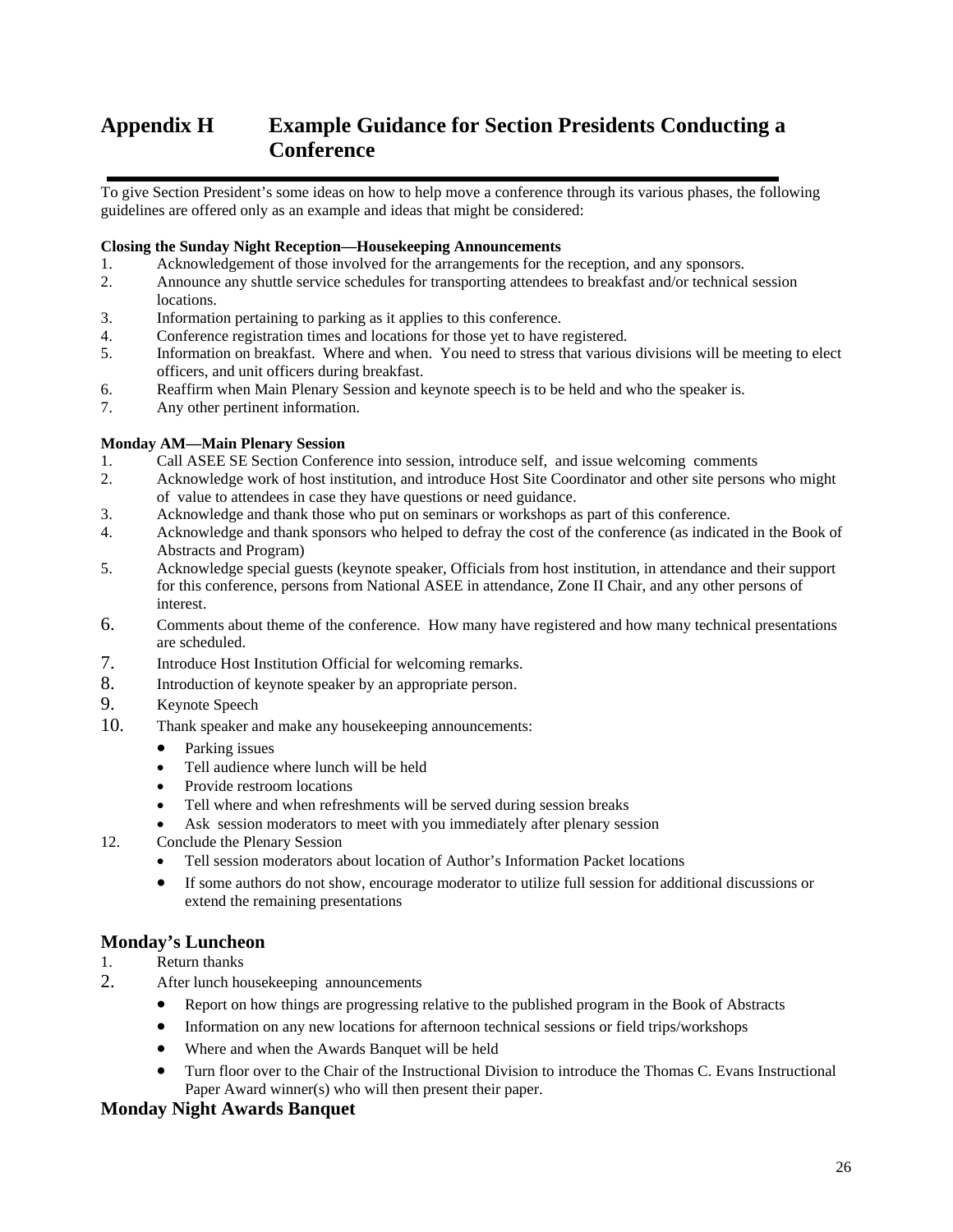# Appendix H Example Guidance for Section Presidents Conducting a Conference

To give Section President's some ideas on how to help move a conference through its various phases, the following guidelines are offered only as an example and ideas that might be considered:

**Closing the Sunday Night Reception—Housekeeping Announcements**

1. Acknowledgement of those involved for the arrangements for the reception, and any sponsors.
2. Announce any shuttle service schedules for transporting attendees to breakfast and/or technical session locations.
3. Information pertaining to parking as it applies to this conference.
4. Conference registration times and locations for those yet to have registered.
5. Information on breakfast. Where and when. You need to stress that various divisions will be meeting to elect officers, and unit officers during breakfast.
6. Reaffirm when Main Plenary Session and keynote speech is to be held and who the speaker is.
7. Any other pertinent information.

**Monday AM—Main Plenary Session**

1. Call ASEE SE Section Conference into session, introduce self, and issue welcoming comments
2. Acknowledge work of host institution, and introduce Host Site Coordinator and other site persons who might of value to attendees in case they have questions or need guidance.
3. Acknowledge and thank those who put on seminars or workshops as part of this conference.
4. Acknowledge and thank sponsors who helped to defray the cost of the conference (as indicated in the Book of Abstracts and Program)
5. Acknowledge special guests (keynote speaker, Officials from host institution, in attendance and their support for this conference, persons from National ASEE in attendance, Zone II Chair, and any other persons of interest.
6. Comments about theme of the conference. How many have registered and how many technical presentations are scheduled.
7. Introduce Host Institution Official for welcoming remarks.
8. Introduction of keynote speaker by an appropriate person.
9. Keynote Speech
10. Thank speaker and make any housekeeping announcements:
    - Parking issues
    - Tell audience where lunch will be held
    - Provide restroom locations
    - Tell where and when refreshments will be served during session breaks
    - Ask session moderators to meet with you immediately after plenary session
12. Conclude the Plenary Session
    - Tell session moderators about location of Author's Information Packet locations
    - If some authors do not show, encourage moderator to utilize full session for additional discussions or extend the remaining presentations

## Monday's Luncheon

1. Return thanks
2. After lunch housekeeping announcements
    - Report on how things are progressing relative to the published program in the Book of Abstracts
    - Information on any new locations for afternoon technical sessions or field trips/workshops
    - Where and when the Awards Banquet will be held
    - Turn floor over to the Chair of the Instructional Division to introduce the Thomas C. Evans Instructional Paper Award winner(s) who will then present their paper.

## Monday Night Awards Banquet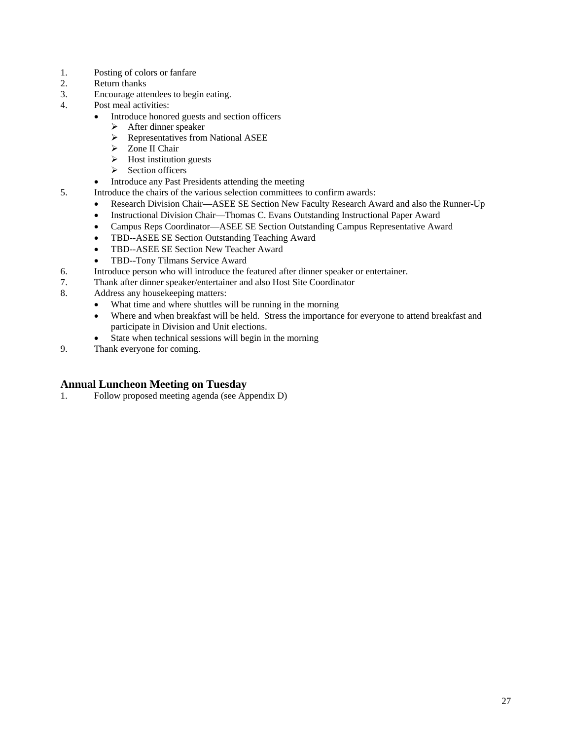1. Posting of colors or fanfare
2. Return thanks
3. Encourage attendees to begin eating.
4. Post meal activities:
   - Introduce honored guests and section officers
     - After dinner speaker
     - Representatives from National ASEE
     - Zone II Chair
     - Host institution guests
     - Section officers
   - Introduce any Past Presidents attending the meeting
5. Introduce the chairs of the various selection committees to confirm awards:
   - Research Division Chair—ASEE SE Section New Faculty Research Award and also the Runner-Up
   - Instructional Division Chair—Thomas C. Evans Outstanding Instructional Paper Award
   - Campus Reps Coordinator—ASEE SE Section Outstanding Campus Representative Award
   - TBD--ASEE SE Section Outstanding Teaching Award
   - TBD--ASEE SE Section New Teacher Award
   - TBD--Tony Tilmans Service Award
6. Introduce person who will introduce the featured after dinner speaker or entertainer.
7. Thank after dinner speaker/entertainer and also Host Site Coordinator
8. Address any housekeeping matters:
   - What time and where shuttles will be running in the morning
   - Where and when breakfast will be held. Stress the importance for everyone to attend breakfast and participate in Division and Unit elections.
   - State when technical sessions will begin in the morning
9. Thank everyone for coming.

## Annual Luncheon Meeting on Tuesday

1. Follow proposed meeting agenda (see Appendix D)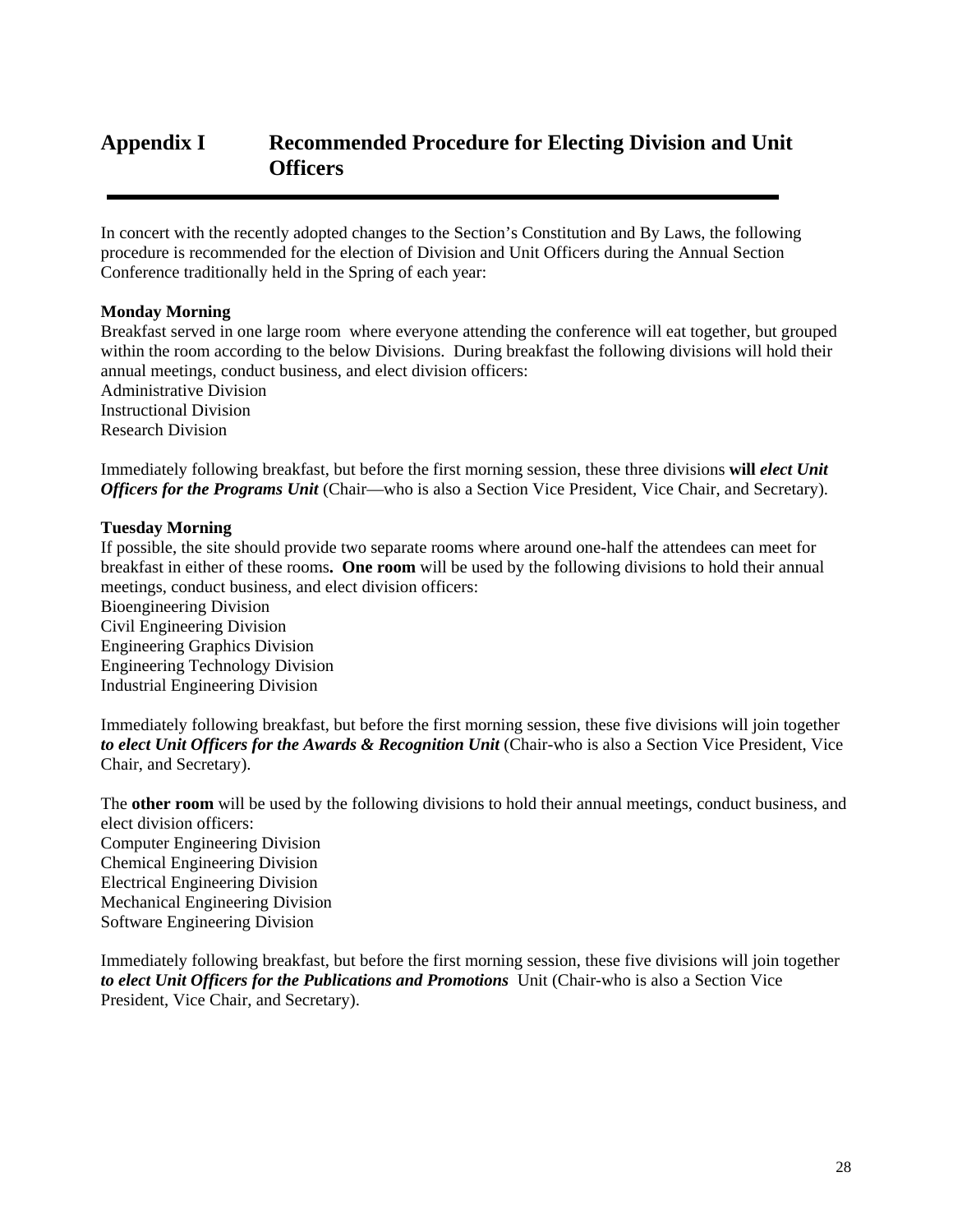# Appendix I Recommended Procedure for Electing Division and Unit Officers

---

In concert with the recently adopted changes to the Section's Constitution and By Laws, the following procedure is recommended for the election of Division and Unit Officers during the Annual Section Conference traditionally held in the Spring of each year:

**Monday Morning**

Breakfast served in one large room where everyone attending the conference will eat together, but grouped within the room according to the below Divisions. During breakfast the following divisions will hold their annual meetings, conduct business, and elect division officers:

Administrative Division
Instructional Division
Research Division

Immediately following breakfast, but before the first morning session, these three divisions **will *elect Unit Officers for the Programs Unit*** (Chair—who is also a Section Vice President, Vice Chair, and Secretary).

**Tuesday Morning**

If possible, the site should provide two separate rooms where around one-half the attendees can meet for breakfast in either of these rooms**. One room** will be used by the following divisions to hold their annual meetings, conduct business, and elect division officers:

Bioengineering Division
Civil Engineering Division
Engineering Graphics Division
Engineering Technology Division
Industrial Engineering Division

Immediately following breakfast, but before the first morning session, these five divisions will join together ***to elect Unit Officers for the Awards & Recognition Unit*** (Chair-who is also a Section Vice President, Vice Chair, and Secretary).

The **other room** will be used by the following divisions to hold their annual meetings, conduct business, and elect division officers:

Computer Engineering Division
Chemical Engineering Division
Electrical Engineering Division
Mechanical Engineering Division
Software Engineering Division

Immediately following breakfast, but before the first morning session, these five divisions will join together ***to elect Unit Officers for the Publications and Promotions*** Unit (Chair-who is also a Section Vice President, Vice Chair, and Secretary).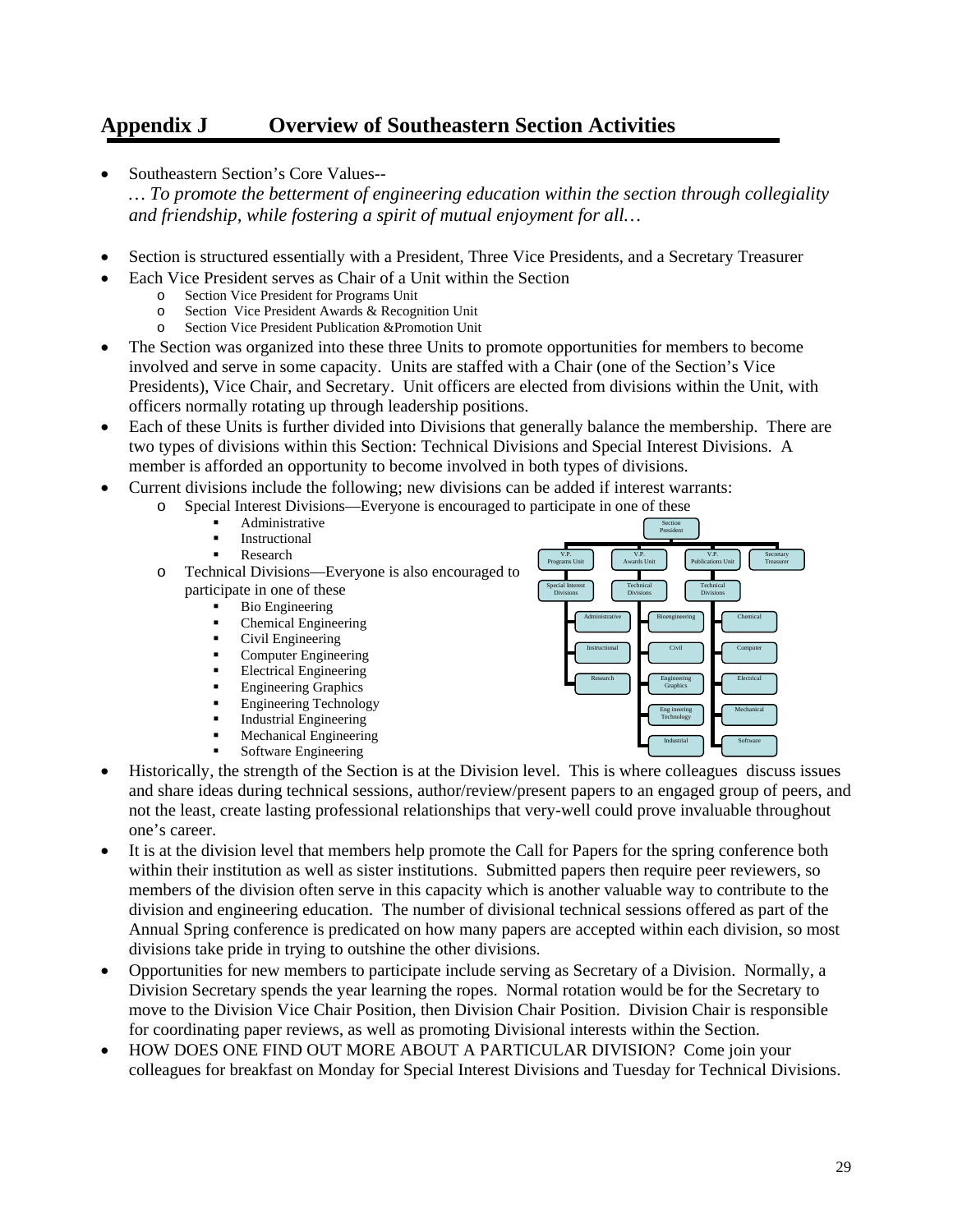## Appendix J Overview of Southeastern Section Activities

- Southeastern Section's Core Values--
  *… To promote the betterment of engineering education within the section through collegiality and friendship, while fostering a spirit of mutual enjoyment for all…*

- Section is structured essentially with a President, Three Vice Presidents, and a Secretary Treasurer
- Each Vice President serves as Chair of a Unit within the Section
  - Section Vice President for Programs Unit
  - Section Vice President Awards & Recognition Unit
  - Section Vice President Publication &Promotion Unit
- The Section was organized into these three Units to promote opportunities for members to become involved and serve in some capacity. Units are staffed with a Chair (one of the Section's Vice Presidents), Vice Chair, and Secretary. Unit officers are elected from divisions within the Unit, with officers normally rotating up through leadership positions.
- Each of these Units is further divided into Divisions that generally balance the membership. There are two types of divisions within this Section: Technical Divisions and Special Interest Divisions. A member is afforded an opportunity to become involved in both types of divisions.
- Current divisions include the following; new divisions can be added if interest warrants:
  - Special Interest Divisions—Everyone is encouraged to participate in one of these
    - Administrative
    - Instructional
    - Research
  - Technical Divisions—Everyone is also encouraged to participate in one of these
    - Bio Engineering
    - Chemical Engineering
    - Civil Engineering
    - Computer Engineering
    - Electrical Engineering
    - Engineering Graphics
    - Engineering Technology
    - Industrial Engineering
    - Mechanical Engineering
    - Software Engineering

Section President
- V.P. Programs Unit
  - Special Interest Divisions
    - Administrative
    - Instructional
    - Research
- V.P. Awards Unit
  - Technical Divisions
    - Bioengineering
    - Civil
    - Engineering Graphics
    - Eng ineering Technology
    - Industrial
- V.P. Publications Unit
  - Technical Divisions
    - Chemical
    - Computer
    - Electrical
    - Mechanical
    - Software
- Secretary Treasurer

- Historically, the strength of the Section is at the Division level. This is where colleagues discuss issues and share ideas during technical sessions, author/review/present papers to an engaged group of peers, and not the least, create lasting professional relationships that very-well could prove invaluable throughout one's career.
- It is at the division level that members help promote the Call for Papers for the spring conference both within their institution as well as sister institutions. Submitted papers then require peer reviewers, so members of the division often serve in this capacity which is another valuable way to contribute to the division and engineering education. The number of divisional technical sessions offered as part of the Annual Spring conference is predicated on how many papers are accepted within each division, so most divisions take pride in trying to outshine the other divisions.
- Opportunities for new members to participate include serving as Secretary of a Division. Normally, a Division Secretary spends the year learning the ropes. Normal rotation would be for the Secretary to move to the Division Vice Chair Position, then Division Chair Position. Division Chair is responsible for coordinating paper reviews, as well as promoting Divisional interests within the Section.
- HOW DOES ONE FIND OUT MORE ABOUT A PARTICULAR DIVISION? Come join your colleagues for breakfast on Monday for Special Interest Divisions and Tuesday for Technical Divisions.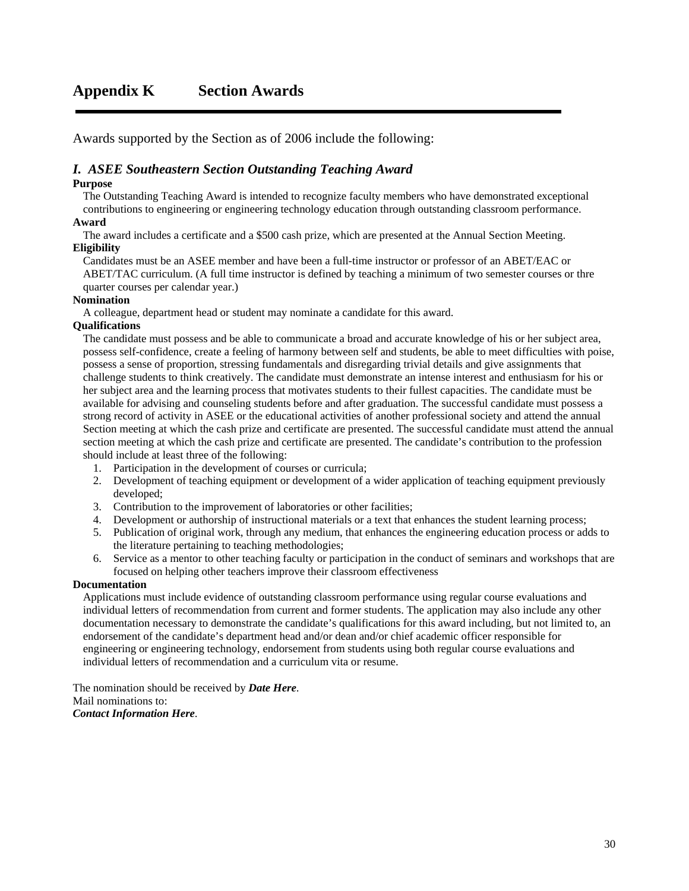# Appendix K   Section Awards

Awards supported by the Section as of 2006 include the following:

## *I. ASEE Southeastern Section Outstanding Teaching Award*

**Purpose**

The Outstanding Teaching Award is intended to recognize faculty members who have demonstrated exceptional contributions to engineering or engineering technology education through outstanding classroom performance.

**Award**

The award includes a certificate and a $500 cash prize, which are presented at the Annual Section Meeting.

**Eligibility**

Candidates must be an ASEE member and have been a full-time instructor or professor of an ABET/EAC or ABET/TAC curriculum. (A full time instructor is defined by teaching a minimum of two semester courses or thre quarter courses per calendar year.)

**Nomination**

A colleague, department head or student may nominate a candidate for this award.

**Qualifications**

The candidate must possess and be able to communicate a broad and accurate knowledge of his or her subject area, possess self-confidence, create a feeling of harmony between self and students, be able to meet difficulties with poise, possess a sense of proportion, stressing fundamentals and disregarding trivial details and give assignments that challenge students to think creatively. The candidate must demonstrate an intense interest and enthusiasm for his or her subject area and the learning process that motivates students to their fullest capacities. The candidate must be available for advising and counseling students before and after graduation. The successful candidate must possess a strong record of activity in ASEE or the educational activities of another professional society and attend the annual Section meeting at which the cash prize and certificate are presented. The successful candidate must attend the annual section meeting at which the cash prize and certificate are presented. The candidate's contribution to the profession should include at least three of the following:

1. Participation in the development of courses or curricula;
2. Development of teaching equipment or development of a wider application of teaching equipment previously developed;
3. Contribution to the improvement of laboratories or other facilities;
4. Development or authorship of instructional materials or a text that enhances the student learning process;
5. Publication of original work, through any medium, that enhances the engineering education process or adds to the literature pertaining to teaching methodologies;
6. Service as a mentor to other teaching faculty or participation in the conduct of seminars and workshops that are focused on helping other teachers improve their classroom effectiveness

**Documentation**

Applications must include evidence of outstanding classroom performance using regular course evaluations and individual letters of recommendation from current and former students. The application may also include any other documentation necessary to demonstrate the candidate's qualifications for this award including, but not limited to, an endorsement of the candidate's department head and/or dean and/or chief academic officer responsible for engineering or engineering technology, endorsement from students using both regular course evaluations and individual letters of recommendation and a curriculum vita or resume.

The nomination should be received by ***Date Here***.
Mail nominations to:
***Contact Information Here***.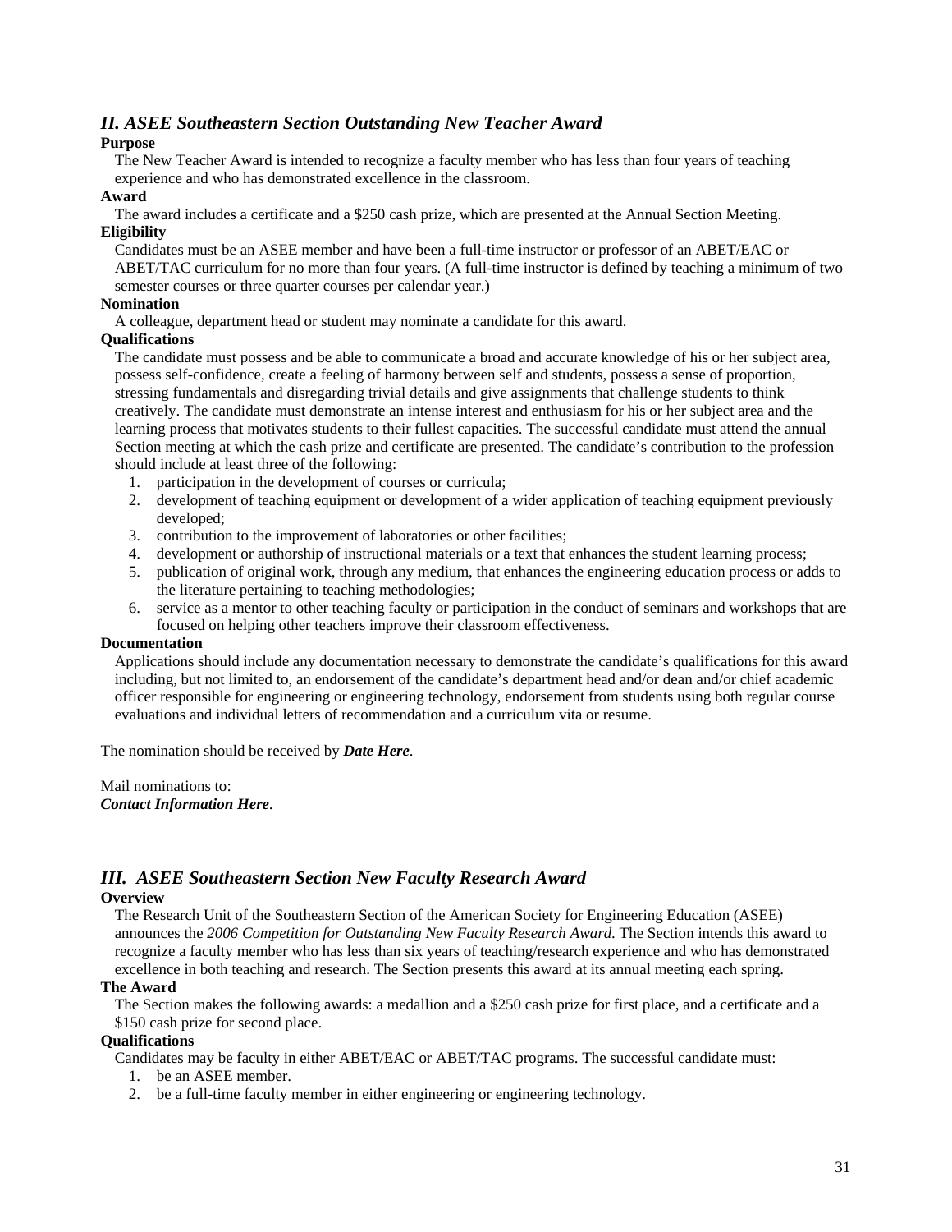## *II. ASEE Southeastern Section Outstanding New Teacher Award*

**Purpose**

The New Teacher Award is intended to recognize a faculty member who has less than four years of teaching experience and who has demonstrated excellence in the classroom.

**Award**

The award includes a certificate and a $250 cash prize, which are presented at the Annual Section Meeting.

**Eligibility**

Candidates must be an ASEE member and have been a full-time instructor or professor of an ABET/EAC or ABET/TAC curriculum for no more than four years. (A full-time instructor is defined by teaching a minimum of two semester courses or three quarter courses per calendar year.)

**Nomination**

A colleague, department head or student may nominate a candidate for this award.

**Qualifications**

The candidate must possess and be able to communicate a broad and accurate knowledge of his or her subject area, possess self-confidence, create a feeling of harmony between self and students, possess a sense of proportion, stressing fundamentals and disregarding trivial details and give assignments that challenge students to think creatively. The candidate must demonstrate an intense interest and enthusiasm for his or her subject area and the learning process that motivates students to their fullest capacities. The successful candidate must attend the annual Section meeting at which the cash prize and certificate are presented. The candidate's contribution to the profession should include at least three of the following:

1. participation in the development of courses or curricula;
2. development of teaching equipment or development of a wider application of teaching equipment previously developed;
3. contribution to the improvement of laboratories or other facilities;
4. development or authorship of instructional materials or a text that enhances the student learning process;
5. publication of original work, through any medium, that enhances the engineering education process or adds to the literature pertaining to teaching methodologies;
6. service as a mentor to other teaching faculty or participation in the conduct of seminars and workshops that are focused on helping other teachers improve their classroom effectiveness.

**Documentation**

Applications should include any documentation necessary to demonstrate the candidate's qualifications for this award including, but not limited to, an endorsement of the candidate's department head and/or dean and/or chief academic officer responsible for engineering or engineering technology, endorsement from students using both regular course evaluations and individual letters of recommendation and a curriculum vita or resume.

The nomination should be received by ***Date Here***.

Mail nominations to:
***Contact Information Here***.

## *III. ASEE Southeastern Section New Faculty Research Award*

**Overview**

The Research Unit of the Southeastern Section of the American Society for Engineering Education (ASEE) announces the *2006 Competition for Outstanding New Faculty Research Award.* The Section intends this award to recognize a faculty member who has less than six years of teaching/research experience and who has demonstrated excellence in both teaching and research. The Section presents this award at its annual meeting each spring.

**The Award**

The Section makes the following awards: a medallion and a $250 cash prize for first place, and a certificate and a $150 cash prize for second place.

**Qualifications**

Candidates may be faculty in either ABET/EAC or ABET/TAC programs. The successful candidate must:

1. be an ASEE member.
2. be a full-time faculty member in either engineering or engineering technology.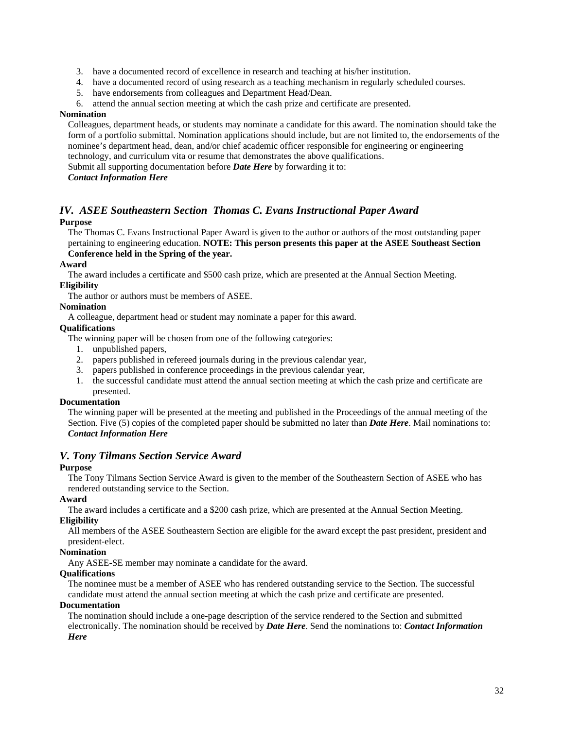3. have a documented record of excellence in research and teaching at his/her institution.
4. have a documented record of using research as a teaching mechanism in regularly scheduled courses.
5. have endorsements from colleagues and Department Head/Dean.
6. attend the annual section meeting at which the cash prize and certificate are presented.

**Nomination**

Colleagues, department heads, or students may nominate a candidate for this award. The nomination should take the form of a portfolio submittal. Nomination applications should include, but are not limited to, the endorsements of the nominee's department head, dean, and/or chief academic officer responsible for engineering or engineering technology, and curriculum vita or resume that demonstrates the above qualifications.

Submit all supporting documentation before ***Date Here*** by forwarding it to:

***Contact Information Here***

## *IV. ASEE Southeastern Section Thomas C. Evans Instructional Paper Award*

**Purpose**

The Thomas C. Evans Instructional Paper Award is given to the author or authors of the most outstanding paper pertaining to engineering education. **NOTE: This person presents this paper at the ASEE Southeast Section Conference held in the Spring of the year.**

**Award**

The award includes a certificate and $500 cash prize, which are presented at the Annual Section Meeting.

**Eligibility**

The author or authors must be members of ASEE.

**Nomination**

A colleague, department head or student may nominate a paper for this award.

**Qualifications**

The winning paper will be chosen from one of the following categories:

1. unpublished papers,
2. papers published in refereed journals during in the previous calendar year,
3. papers published in conference proceedings in the previous calendar year,
1. the successful candidate must attend the annual section meeting at which the cash prize and certificate are presented.

**Documentation**

The winning paper will be presented at the meeting and published in the Proceedings of the annual meeting of the Section. Five (5) copies of the completed paper should be submitted no later than ***Date Here***. Mail nominations to: ***Contact Information Here***

## *V. Tony Tilmans Section Service Award*

**Purpose**

The Tony Tilmans Section Service Award is given to the member of the Southeastern Section of ASEE who has rendered outstanding service to the Section.

**Award**

The award includes a certificate and a $200 cash prize, which are presented at the Annual Section Meeting.

**Eligibility**

All members of the ASEE Southeastern Section are eligible for the award except the past president, president and president-elect.

**Nomination**

Any ASEE-SE member may nominate a candidate for the award.

**Qualifications**

The nominee must be a member of ASEE who has rendered outstanding service to the Section. The successful candidate must attend the annual section meeting at which the cash prize and certificate are presented.

**Documentation**

The nomination should include a one-page description of the service rendered to the Section and submitted electronically. The nomination should be received by ***Date Here***. Send the nominations to: ***Contact Information Here***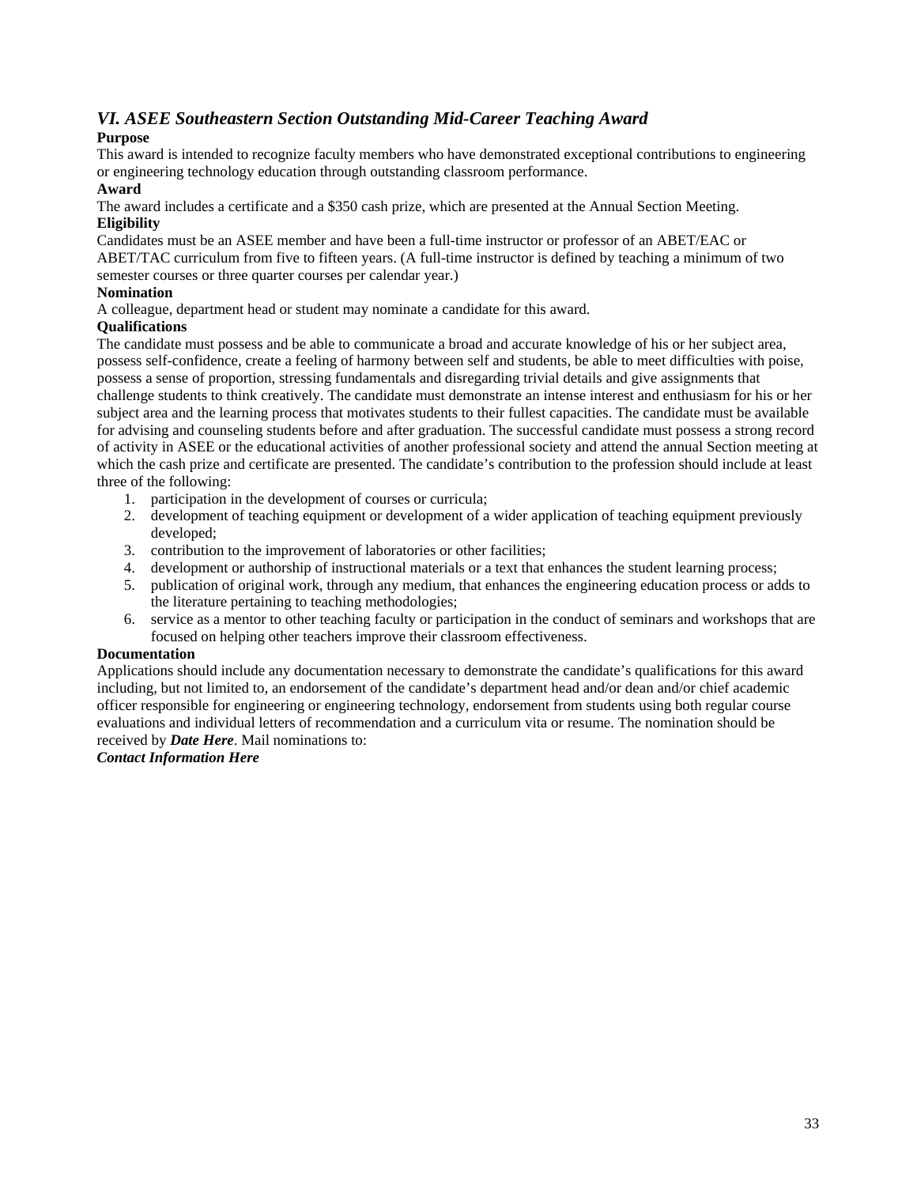## *VI. ASEE Southeastern Section Outstanding Mid-Career Teaching Award*

**Purpose**

This award is intended to recognize faculty members who have demonstrated exceptional contributions to engineering or engineering technology education through outstanding classroom performance.

**Award**

The award includes a certificate and a $350 cash prize, which are presented at the Annual Section Meeting.

**Eligibility**

Candidates must be an ASEE member and have been a full-time instructor or professor of an ABET/EAC or ABET/TAC curriculum from five to fifteen years. (A full-time instructor is defined by teaching a minimum of two semester courses or three quarter courses per calendar year.)

**Nomination**

A colleague, department head or student may nominate a candidate for this award.

**Qualifications**

The candidate must possess and be able to communicate a broad and accurate knowledge of his or her subject area, possess self-confidence, create a feeling of harmony between self and students, be able to meet difficulties with poise, possess a sense of proportion, stressing fundamentals and disregarding trivial details and give assignments that challenge students to think creatively. The candidate must demonstrate an intense interest and enthusiasm for his or her subject area and the learning process that motivates students to their fullest capacities. The candidate must be available for advising and counseling students before and after graduation. The successful candidate must possess a strong record of activity in ASEE or the educational activities of another professional society and attend the annual Section meeting at which the cash prize and certificate are presented. The candidate's contribution to the profession should include at least three of the following:

1. participation in the development of courses or curricula;
2. development of teaching equipment or development of a wider application of teaching equipment previously developed;
3. contribution to the improvement of laboratories or other facilities;
4. development or authorship of instructional materials or a text that enhances the student learning process;
5. publication of original work, through any medium, that enhances the engineering education process or adds to the literature pertaining to teaching methodologies;
6. service as a mentor to other teaching faculty or participation in the conduct of seminars and workshops that are focused on helping other teachers improve their classroom effectiveness.

**Documentation**

Applications should include any documentation necessary to demonstrate the candidate's qualifications for this award including, but not limited to, an endorsement of the candidate's department head and/or dean and/or chief academic officer responsible for engineering or engineering technology, endorsement from students using both regular course evaluations and individual letters of recommendation and a curriculum vita or resume. The nomination should be received by ***Date Here***. Mail nominations to:

***Contact Information Here***